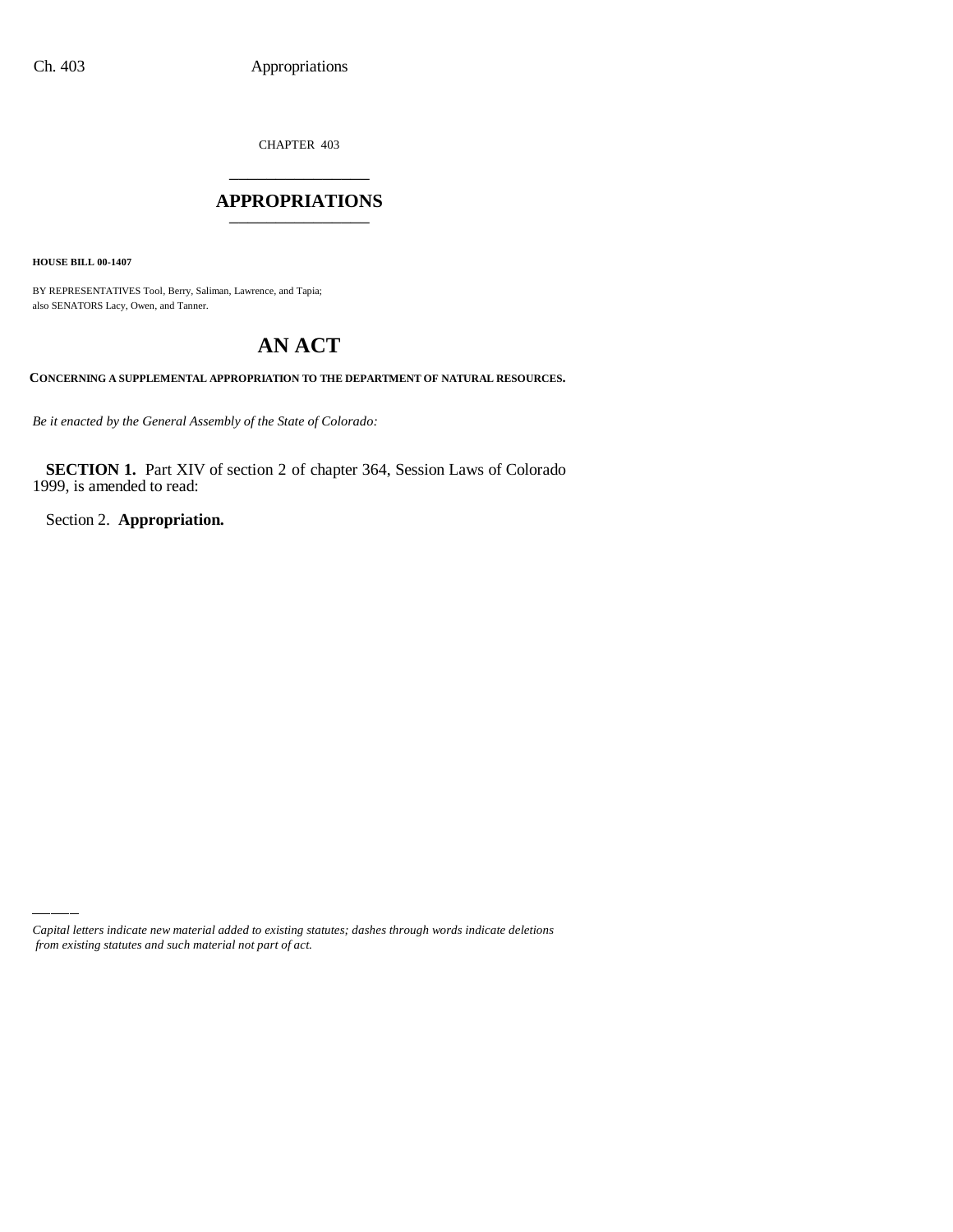CHAPTER 403

# APPROPRIATIONS

**HOUSE BILL 00-1407**

BY REPRESENTATIVES Tool, Berry, Saliman, Lawrence, and Tapia;
also SENATORS Lacy, Owen, and Tanner.

# AN ACT

**CONCERNING A SUPPLEMENTAL APPROPRIATION TO THE DEPARTMENT OF NATURAL RESOURCES.**

*Be it enacted by the General Assembly of the State of Colorado:*

**SECTION 1.** Part XIV of section 2 of chapter 364, Session Laws of Colorado 1999, is amended to read:

Section 2. **Appropriation.**

*Capital letters indicate new material added to existing statutes; dashes through words indicate deletions from existing statutes and such material not part of act.*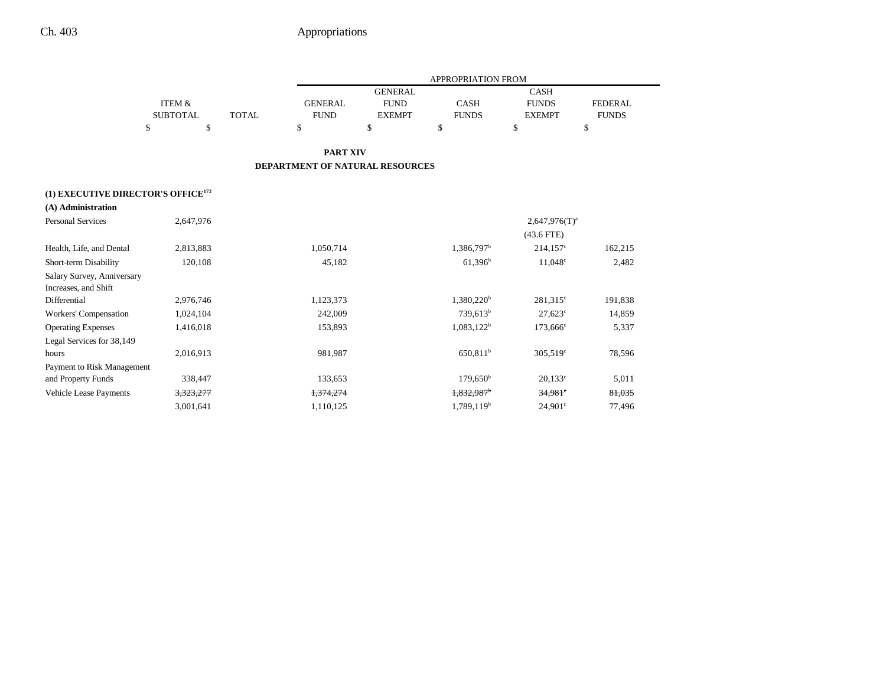| | ITEM & SUBTOTAL | TOTAL | GENERAL FUND | GENERAL FUND EXEMPT | CASH FUNDS | CASH FUNDS EXEMPT | FEDERAL FUNDS |
|---|---|---|---|---|---|---|---|
| | | | APPROPRIATION FROM | | | | |
| | $ | $ | $ | $ | $ | $ | $ |

**PART XIV**

**DEPARTMENT OF NATURAL RESOURCES**

| | ITEM & SUBTOTAL | TOTAL | GENERAL FUND | GENERAL FUND EXEMPT | CASH FUNDS | CASH FUNDS EXEMPT | FEDERAL FUNDS |
|---|---|---|---|---|---|---|---|
| **(1) EXECUTIVE DIRECTOR'S OFFICE[172]** | | | | | | | |
| **(A) Administration** | | | | | | | |
| Personal Services | 2,647,976 | | | | | 2,647,976(T)[a] | |
| | | | | | | (43.6 FTE) | |
| Health, Life, and Dental | 2,813,883 | | 1,050,714 | | 1,386,797[b] | 214,157[c] | 162,215 |
| Short-term Disability | 120,108 | | 45,182 | | 61,396[b] | 11,048[c] | 2,482 |
| Salary Survey, Anniversary Increases, and Shift Differential | 2,976,746 | | 1,123,373 | | 1,380,220[b] | 281,315[c] | 191,838 |
| Workers' Compensation | 1,024,104 | | 242,009 | | 739,613[b] | 27,623[c] | 14,859 |
| Operating Expenses | 1,416,018 | | 153,893 | | 1,083,122[b] | 173,666[c] | 5,337 |
| Legal Services for 38,149 hours | 2,016,913 | | 981,987 | | 650,811[b] | 305,519[c] | 78,596 |
| Payment to Risk Management and Property Funds | 338,447 | | 133,653 | | 179,650[b] | 20,133[c] | 5,011 |
| Vehicle Lease Payments | ~~3,323,277~~ | | ~~1,374,274~~ | | ~~1,832,987~~[b] | ~~34,981~~[c] | ~~81,035~~ |
| | 3,001,641 | | 1,110,125 | | 1,789,119[b] | 24,901[c] | 77,496 |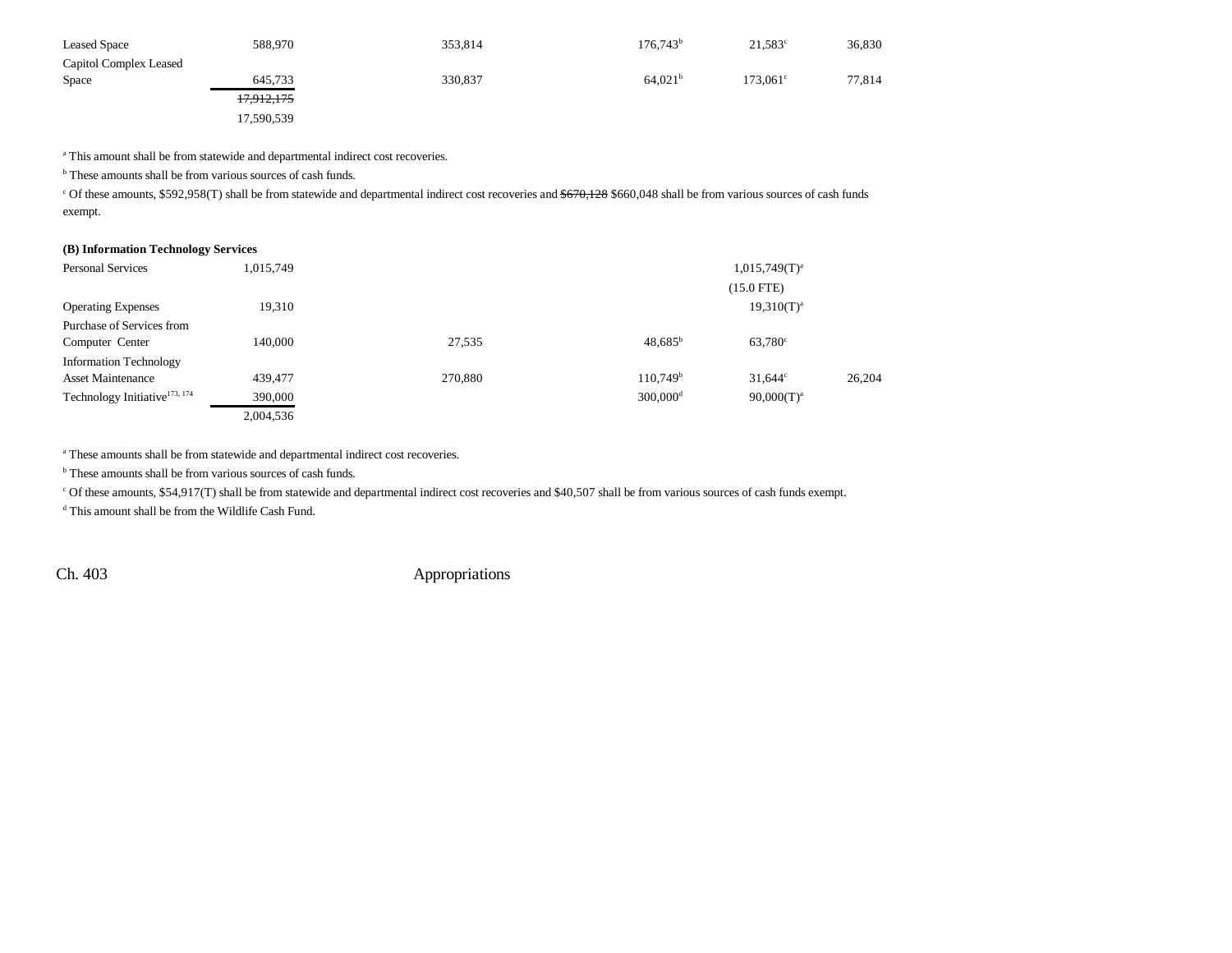| | | | | | |
|---|---|---|---|---|---|
| Leased Space | 588,970 | 353,814 | 176,743[b] | 21,583[c] | 36,830 |
| Capitol Complex Leased Space | 645,733 | 330,837 | 64,021[b] | 173,061[c] | 77,814 |
| | ~~17,912,175~~ | | | | |
| | 17,590,539 | | | | |

[a] This amount shall be from statewide and departmental indirect cost recoveries.

[b] These amounts shall be from various sources of cash funds.

[c] Of these amounts, $592,958(T) shall be from statewide and departmental indirect cost recoveries and ~~$670,128~~ $660,048 shall be from various sources of cash funds exempt.

**(B) Information Technology Services**

| | | | | | |
|---|---|---|---|---|---|
| Personal Services | 1,015,749 | | | 1,015,749(T)[a] | |
| | | | | (15.0 FTE) | |
| Operating Expenses | 19,310 | | | 19,310(T)[a] | |
| Purchase of Services from Computer Center | 140,000 | 27,535 | 48,685[b] | 63,780[c] | |
| Information Technology Asset Maintenance | 439,477 | 270,880 | 110,749[b] | 31,644[c] | 26,204 |
| Technology Initiative[173, 174] | 390,000 | | 300,000[d] | 90,000(T)[a] | |
| | 2,004,536 | | | | |

[a] These amounts shall be from statewide and departmental indirect cost recoveries.

[b] These amounts shall be from various sources of cash funds.

[c] Of these amounts, $54,917(T) shall be from statewide and departmental indirect cost recoveries and $40,507 shall be from various sources of cash funds exempt.

[d] This amount shall be from the Wildlife Cash Fund.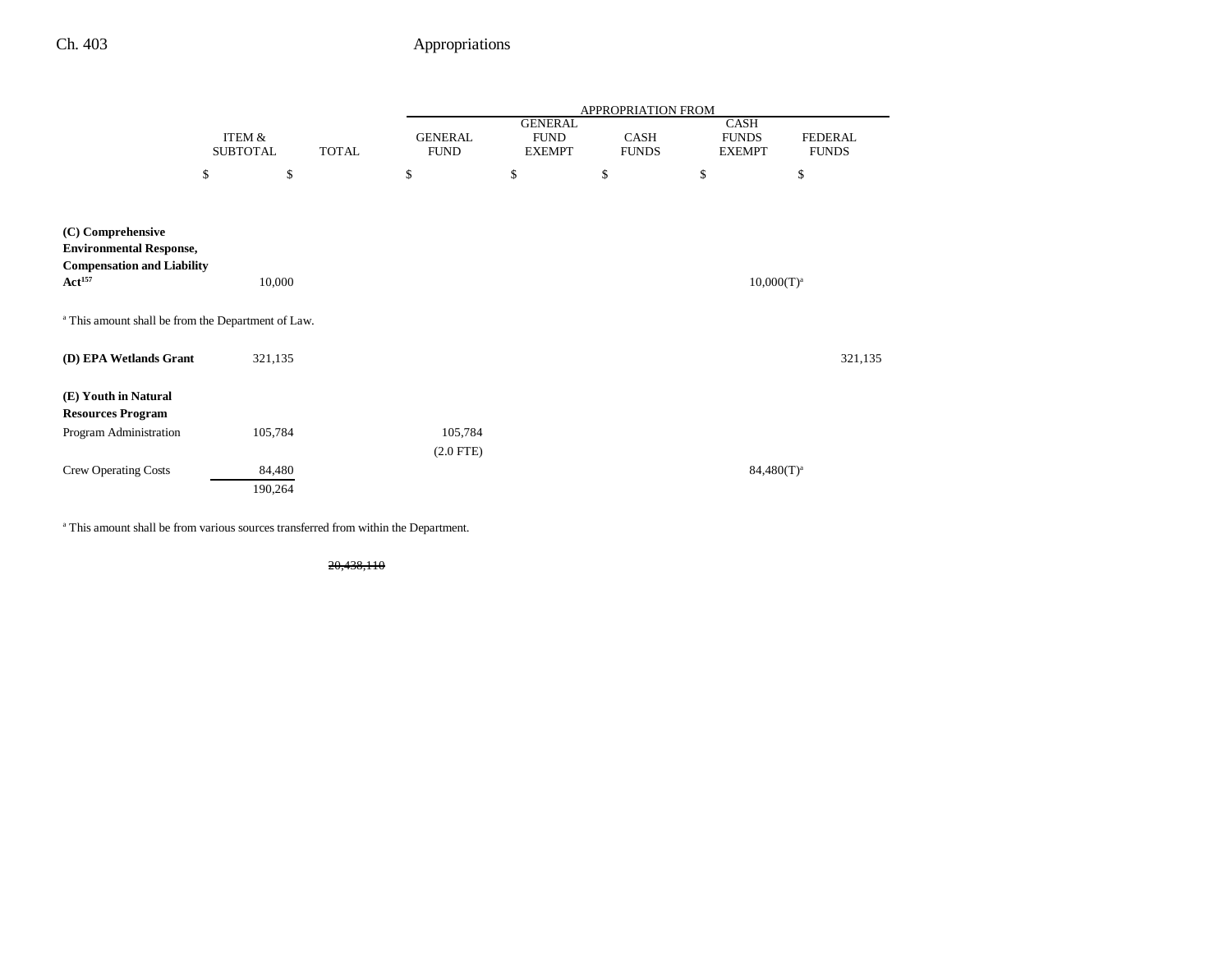| | ITEM & SUBTOTAL | TOTAL | APPROPRIATION FROM GENERAL FUND | GENERAL FUND EXEMPT | CASH FUNDS | CASH FUNDS EXEMPT | FEDERAL FUNDS |
|---|---|---|---|---|---|---|---|
| | $ | $ | $ | $ | $ | $ | $ |
| **(C) Comprehensive Environmental Response, Compensation and Liability Act**[157] | 10,000 | | | | | 10,000(T)[a] | |

[a] This amount shall be from the Department of Law.

| | ITEM & SUBTOTAL | TOTAL | GENERAL FUND | GENERAL FUND EXEMPT | CASH FUNDS | CASH FUNDS EXEMPT | FEDERAL FUNDS |
|---|---|---|---|---|---|---|---|
| **(D) EPA Wetlands Grant** | 321,135 | | | | | | 321,135 |
| **(E) Youth in Natural Resources Program** | | | | | | | |
| Program Administration | 105,784 | | 105,784 | | | | |
| | | | (2.0 FTE) | | | | |
| Crew Operating Costs | 84,480 | | | | | 84,480(T)[a] | |
| | 190,264 | | | | | | |

[a] This amount shall be from various sources transferred from within the Department.

| | ITEM & SUBTOTAL | TOTAL | GENERAL FUND | GENERAL FUND EXEMPT | CASH FUNDS | CASH FUNDS EXEMPT | FEDERAL FUNDS |
|---|---|---|---|---|---|---|---|
| | | ~~20,438,110~~ | | | | | |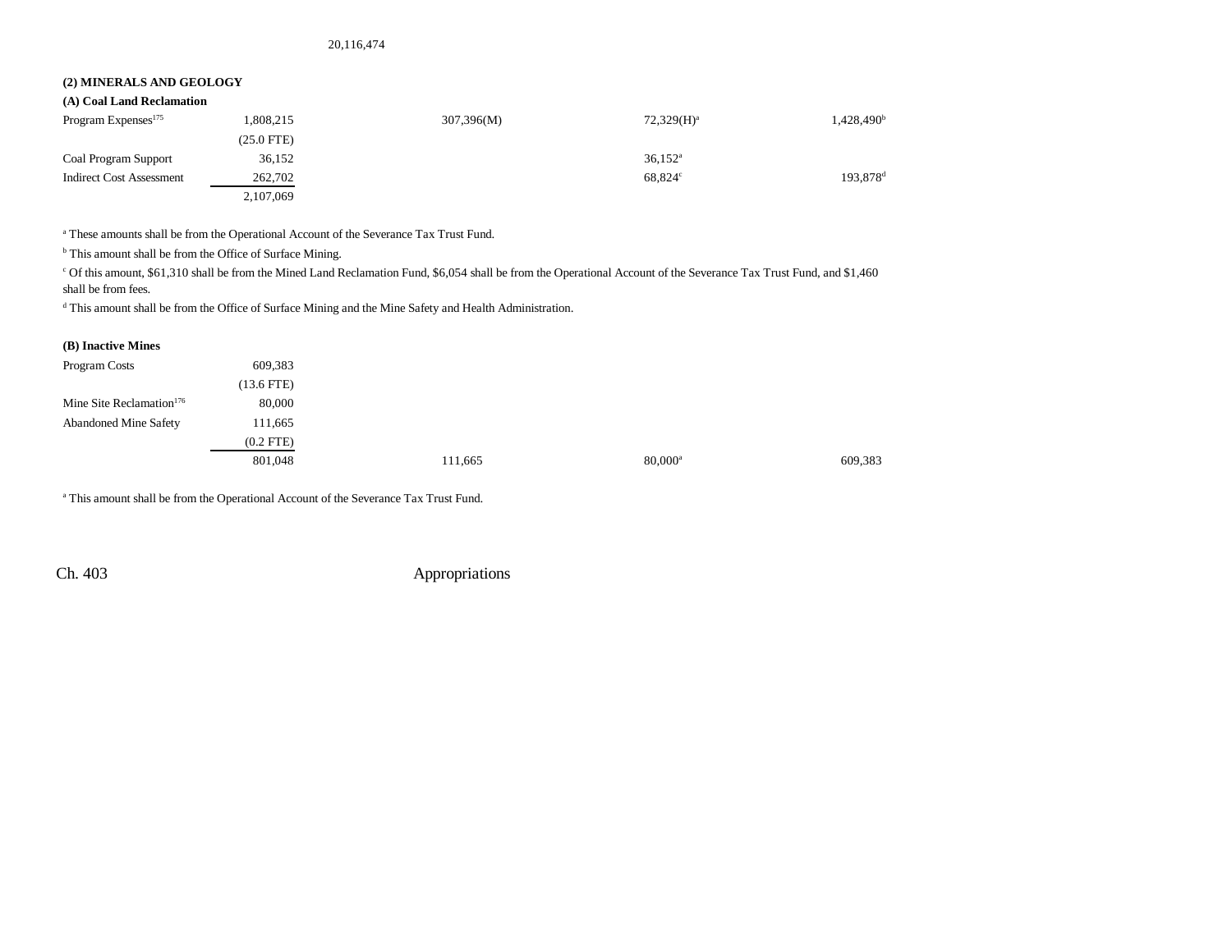20,116,474

## (2) MINERALS AND GEOLOGY

### (A) Coal Land Reclamation

| | | | | | |
|---|---|---|---|---|---|
| Program Expenses[175] | 1,808,215 | | 307,396(M) | 72,329(H)[a] | 1,428,490[b] |
| | (25.0 FTE) | | | | |
| Coal Program Support | 36,152 | | | 36,152[a] | |
| Indirect Cost Assessment | 262,702 | | | 68,824[c] | 193,878[d] |
| | 2,107,069 | | | | |

[a] These amounts shall be from the Operational Account of the Severance Tax Trust Fund.

[b] This amount shall be from the Office of Surface Mining.

[c] Of this amount, $61,310 shall be from the Mined Land Reclamation Fund, $6,054 shall be from the Operational Account of the Severance Tax Trust Fund, and $1,460 shall be from fees.

[d] This amount shall be from the Office of Surface Mining and the Mine Safety and Health Administration.

### (B) Inactive Mines

| | | | | | |
|---|---|---|---|---|---|
| Program Costs | 609,383 | | | | |
| | (13.6 FTE) | | | | |
| Mine Site Reclamation[176] | 80,000 | | | | |
| Abandoned Mine Safety | 111,665 | | | | |
| | (0.2 FTE) | | | | |
| | 801,048 | | 111,665 | 80,000[a] | 609,383 |

[a] This amount shall be from the Operational Account of the Severance Tax Trust Fund.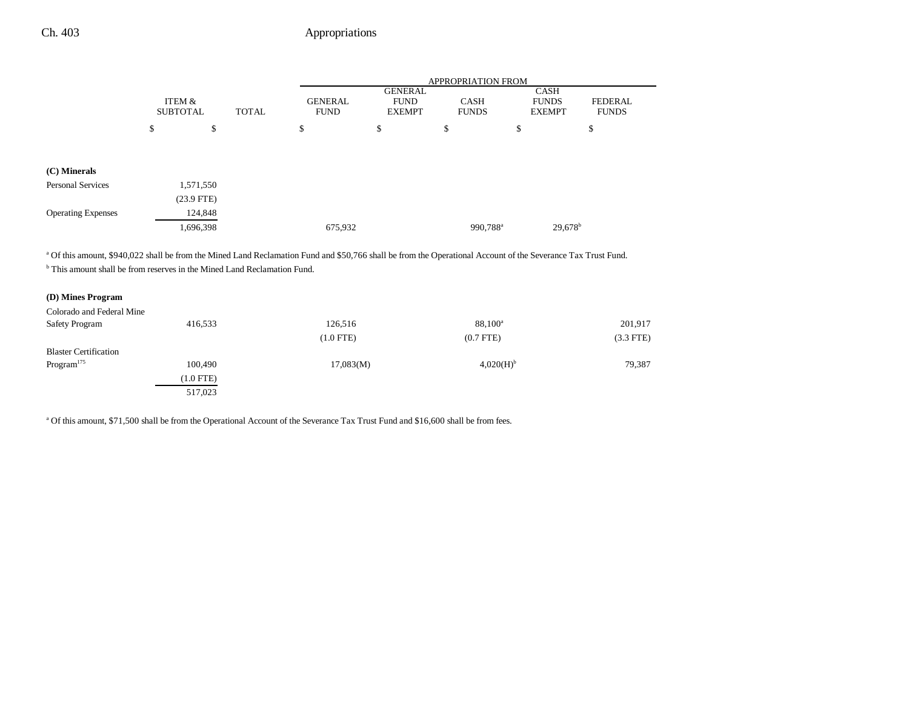| | ITEM & SUBTOTAL | TOTAL | APPROPRIATION FROM GENERAL FUND | GENERAL FUND EXEMPT | CASH FUNDS | CASH FUNDS EXEMPT | FEDERAL FUNDS |
|---|---|---|---|---|---|---|---|
| | $ | $ | $ | $ | $ | $ | $ |
| **(C) Minerals** | | | | | | | |
| Personal Services | 1,571,550 | | | | | | |
| | (23.9 FTE) | | | | | | |
| Operating Expenses | 124,848 | | | | | | |
| | 1,696,398 | | 675,932 | | 990,788[a] | 29,678[b] | |

[a] Of this amount, $940,022 shall be from the Mined Land Reclamation Fund and $50,766 shall be from the Operational Account of the Severance Tax Trust Fund.

[b] This amount shall be from reserves in the Mined Land Reclamation Fund.

| | ITEM & SUBTOTAL | TOTAL | GENERAL FUND | GENERAL FUND EXEMPT | CASH FUNDS | CASH FUNDS EXEMPT | FEDERAL FUNDS |
|---|---|---|---|---|---|---|---|
| **(D) Mines Program** | | | | | | | |
| Colorado and Federal Mine Safety Program | 416,533 | | 126,516 | | 88,100[a] | | 201,917 |
| | | | (1.0 FTE) | | (0.7 FTE) | | (3.3 FTE) |
| Blaster Certification Program[175] | 100,490 | | 17,083(M) | | 4,020(H)[b] | | 79,387 |
| | (1.0 FTE) | | | | | | |
| | 517,023 | | | | | | |

[a] Of this amount, $71,500 shall be from the Operational Account of the Severance Tax Trust Fund and $16,600 shall be from fees.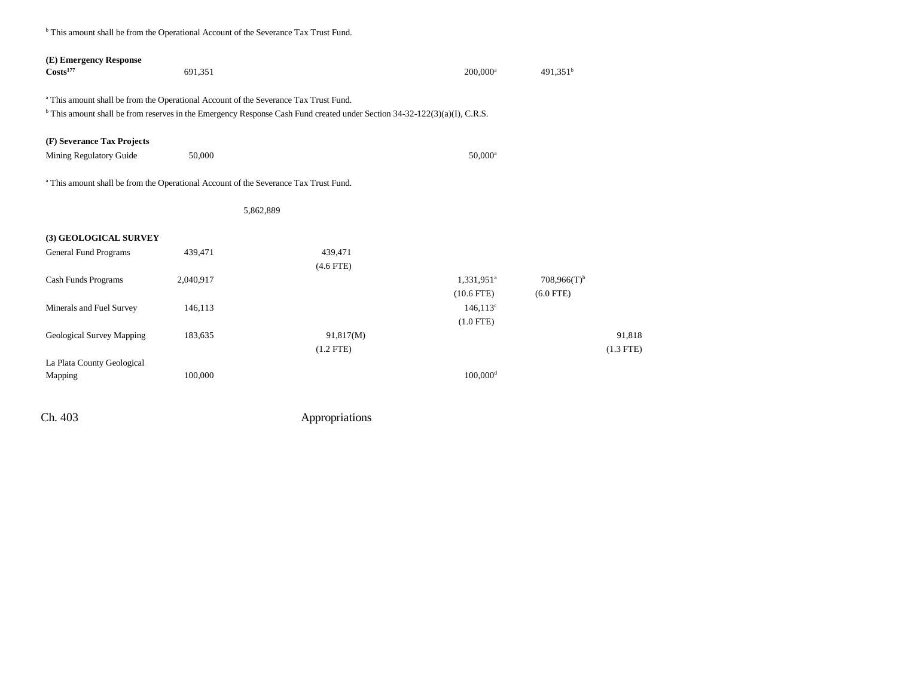[b] This amount shall be from the Operational Account of the Severance Tax Trust Fund.

| | | | | | | |
|---|---|---|---|---|---|---|
| **(E) Emergency Response Costs[177]** | 691,351 | | | 200,000[a] | 491,351[b] | |

[a] This amount shall be from the Operational Account of the Severance Tax Trust Fund.

[b] This amount shall be from reserves in the Emergency Response Cash Fund created under Section 34-32-122(3)(a)(I), C.R.S.

| | | | | | | |
|---|---|---|---|---|---|---|
| **(F) Severance Tax Projects** | | | | | | |
| Mining Regulatory Guide | 50,000 | | | 50,000[a] | | |

[a] This amount shall be from the Operational Account of the Severance Tax Trust Fund.

| | | | | | | |
|---|---|---|---|---|---|---|
| | | 5,862,889 | | | | |
| **(3) GEOLOGICAL SURVEY** | | | | | | |
| General Fund Programs | 439,471 | | 439,471 | | | |
| | | | (4.6 FTE) | | | |
| Cash Funds Programs | 2,040,917 | | | 1,331,951[a] | 708,966(T)[b] | |
| | | | | (10.6 FTE) | (6.0 FTE) | |
| Minerals and Fuel Survey | 146,113 | | | 146,113[c] | | |
| | | | | (1.0 FTE) | | |
| Geological Survey Mapping | 183,635 | | 91,817(M) | | | 91,818 |
| | | | (1.2 FTE) | | | (1.3 FTE) |
| La Plata County Geological Mapping | 100,000 | | | 100,000[d] | | |

Ch. 403 Appropriations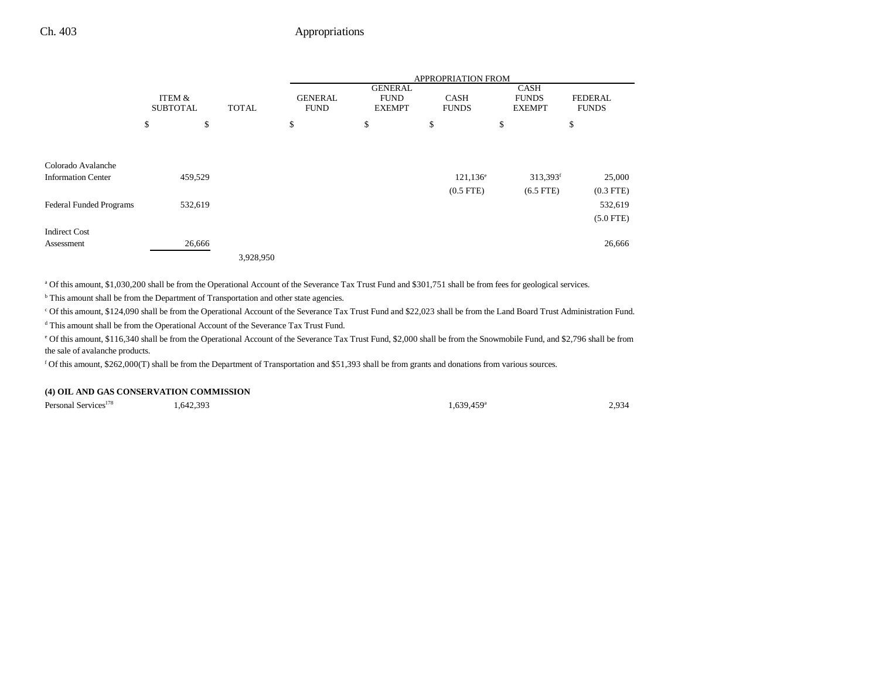| | ITEM & SUBTOTAL | TOTAL | GENERAL FUND | GENERAL FUND EXEMPT | CASH FUNDS | CASH FUNDS EXEMPT | FEDERAL FUNDS |
|---|---|---|---|---|---|---|---|
| | $ | $ | $ | $ | $ | $ | $ |
| Colorado Avalanche Information Center | 459,529 | | | | 121,136[e] | 313,393[f] | 25,000 |
| | | | | | (0.5 FTE) | (6.5 FTE) | (0.3 FTE) |
| Federal Funded Programs | 532,619 | | | | | | 532,619 |
| | | | | | | | (5.0 FTE) |
| Indirect Cost Assessment | 26,666 | | | | | | 26,666 |
| | | 3,928,950 | | | | | |

[a] Of this amount, $1,030,200 shall be from the Operational Account of the Severance Tax Trust Fund and $301,751 shall be from fees for geological services.

[b] This amount shall be from the Department of Transportation and other state agencies.

[c] Of this amount, $124,090 shall be from the Operational Account of the Severance Tax Trust Fund and $22,023 shall be from the Land Board Trust Administration Fund.

[d] This amount shall be from the Operational Account of the Severance Tax Trust Fund.

[e] Of this amount, $116,340 shall be from the Operational Account of the Severance Tax Trust Fund, $2,000 shall be from the Snowmobile Fund, and $2,796 shall be from the sale of avalanche products.

[f] Of this amount, $262,000(T) shall be from the Department of Transportation and $51,393 shall be from grants and donations from various sources.

**(4) OIL AND GAS CONSERVATION COMMISSION**

| | ITEM & SUBTOTAL | TOTAL | GENERAL FUND | GENERAL FUND EXEMPT | CASH FUNDS | CASH FUNDS EXEMPT | FEDERAL FUNDS |
|---|---|---|---|---|---|---|---|
| Personal Services[178] | 1,642,393 | | | | 1,639,459[a] | | 2,934 |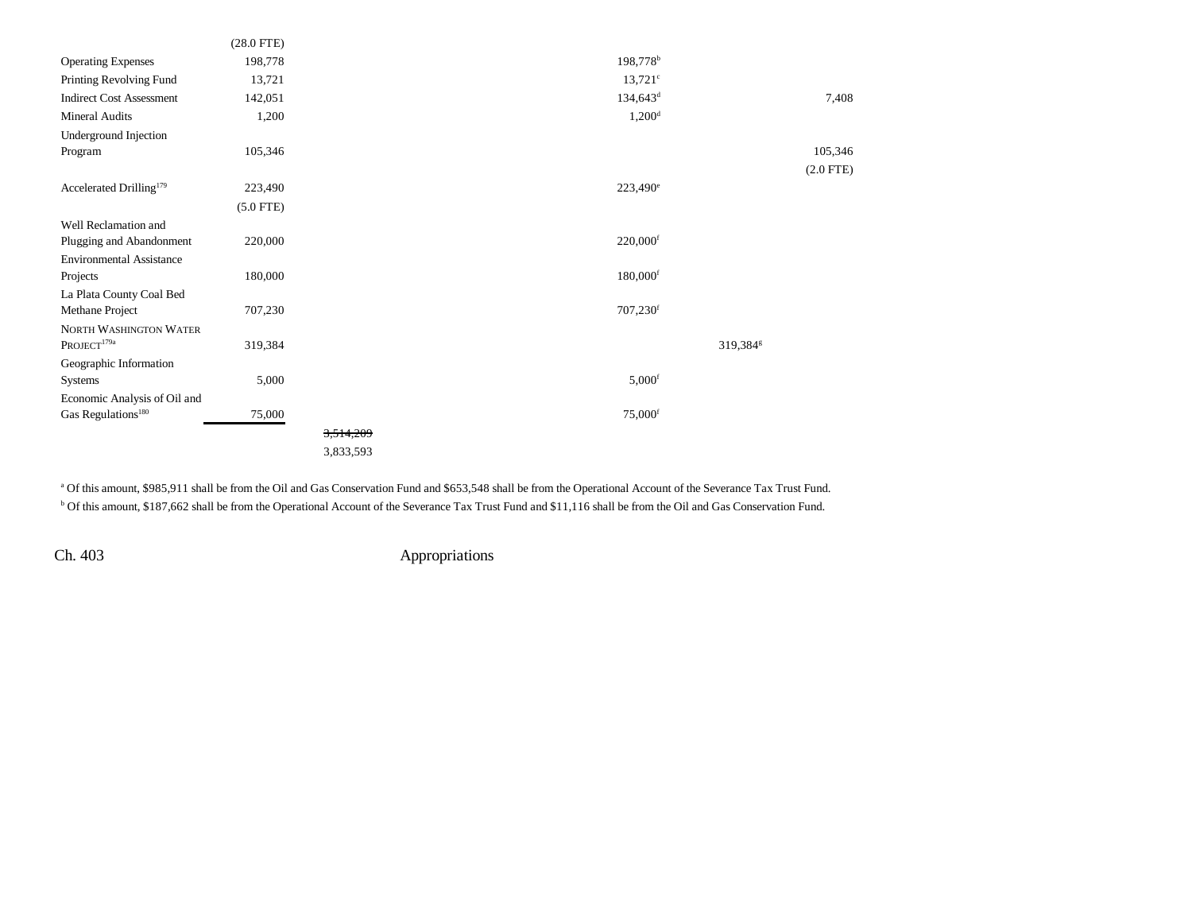| | | | | | | |
|---|---|---|---|---|---|---|
| | (28.0 FTE) | | | | | |
| Operating Expenses | 198,778 | | | 198,778[b] | | |
| Printing Revolving Fund | 13,721 | | | 13,721[c] | | |
| Indirect Cost Assessment | 142,051 | | | 134,643[d] | | 7,408 |
| Mineral Audits | 1,200 | | | 1,200[d] | | |
| Underground Injection Program | 105,346 | | | | | 105,346 (2.0 FTE) |
| Accelerated Drilling[179] | 223,490 (5.0 FTE) | | | 223,490[e] | | |
| Well Reclamation and Plugging and Abandonment | 220,000 | | | 220,000[f] | | |
| Environmental Assistance Projects | 180,000 | | | 180,000[f] | | |
| La Plata County Coal Bed Methane Project | 707,230 | | | 707,230[f] | | |
| NORTH WASHINGTON WATER PROJECT[179a] | 319,384 | | | | 319,384[g] | |
| Geographic Information Systems | 5,000 | | | 5,000[f] | | |
| Economic Analysis of Oil and Gas Regulations[180] | 75,000 | | | 75,000[f] | | |
| | | ~~3,514,209~~ 3,833,593 | | | | |

[a] Of this amount, $985,911 shall be from the Oil and Gas Conservation Fund and $653,548 shall be from the Operational Account of the Severance Tax Trust Fund.

[b] Of this amount, $187,662 shall be from the Operational Account of the Severance Tax Trust Fund and $11,116 shall be from the Oil and Gas Conservation Fund.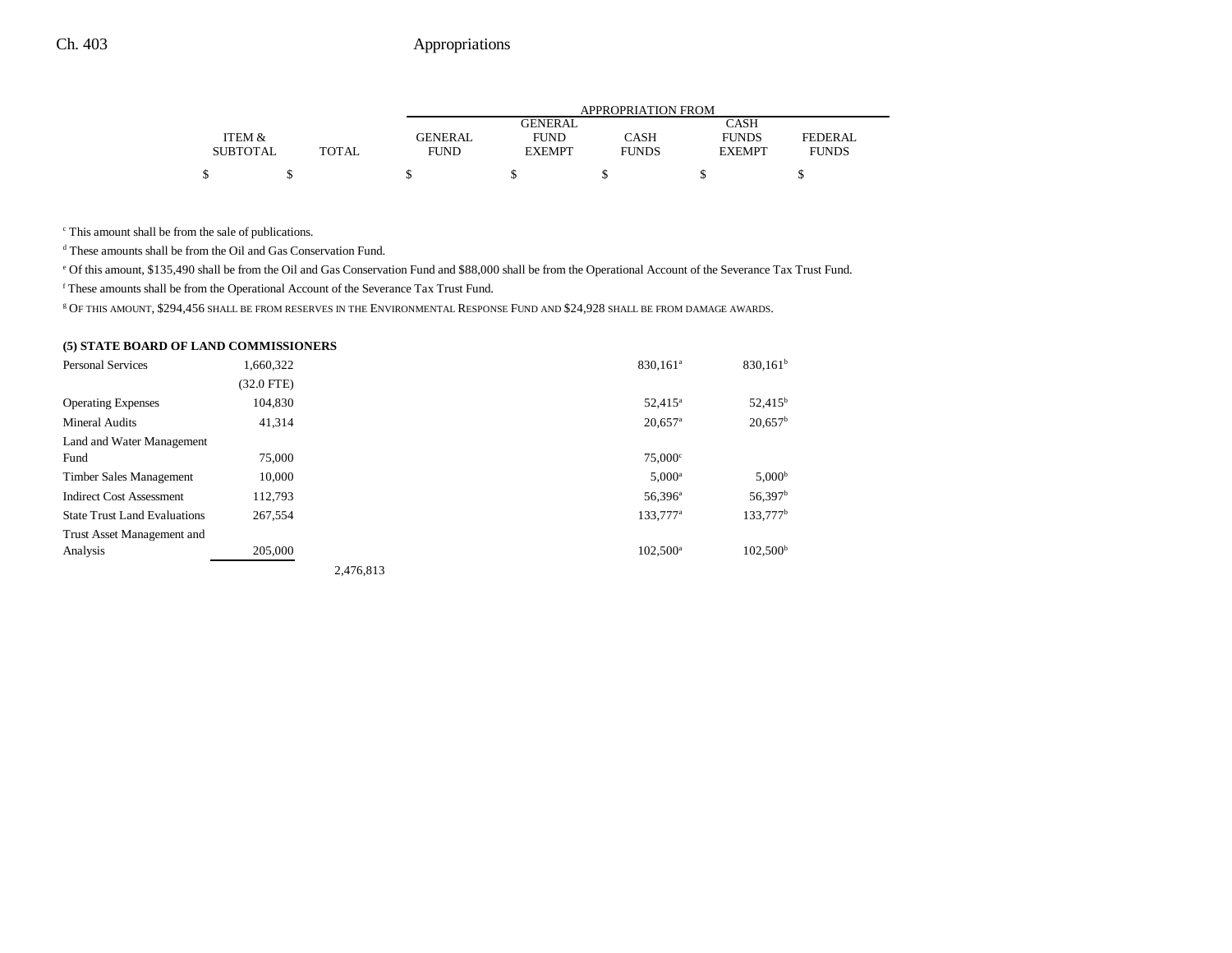| | ITEM & SUBTOTAL | TOTAL | GENERAL FUND | GENERAL FUND EXEMPT | CASH FUNDS | CASH FUNDS EXEMPT | FEDERAL FUNDS |
|---|---|---|---|---|---|---|---|
| | | | APPROPRIATION FROM | | | | |
| | $ | $ | $ | $ | $ | $ | $ |

[c] This amount shall be from the sale of publications.

[d] These amounts shall be from the Oil and Gas Conservation Fund.

[e] Of this amount, $135,490 shall be from the Oil and Gas Conservation Fund and $88,000 shall be from the Operational Account of the Severance Tax Trust Fund.

[f] These amounts shall be from the Operational Account of the Severance Tax Trust Fund.

[g] OF THIS AMOUNT, $294,456 SHALL BE FROM RESERVES IN THE ENVIRONMENTAL RESPONSE FUND AND $24,928 SHALL BE FROM DAMAGE AWARDS.

**(5) STATE BOARD OF LAND COMMISSIONERS**

| | ITEM & SUBTOTAL | TOTAL | GENERAL FUND | GENERAL FUND EXEMPT | CASH FUNDS | CASH FUNDS EXEMPT | FEDERAL FUNDS |
|---|---|---|---|---|---|---|---|
| Personal Services | 1,660,322 | | | | 830,161[a] | 830,161[b] | |
| | (32.0 FTE) | | | | | | |
| Operating Expenses | 104,830 | | | | 52,415[a] | 52,415[b] | |
| Mineral Audits | 41,314 | | | | 20,657[a] | 20,657[b] | |
| Land and Water Management Fund | 75,000 | | | | 75,000[c] | | |
| Timber Sales Management | 10,000 | | | | 5,000[a] | 5,000[b] | |
| Indirect Cost Assessment | 112,793 | | | | 56,396[a] | 56,397[b] | |
| State Trust Land Evaluations | 267,554 | | | | 133,777[a] | 133,777[b] | |
| Trust Asset Management and Analysis | 205,000 | | | | 102,500[a] | 102,500[b] | |
| | | 2,476,813 | | | | | |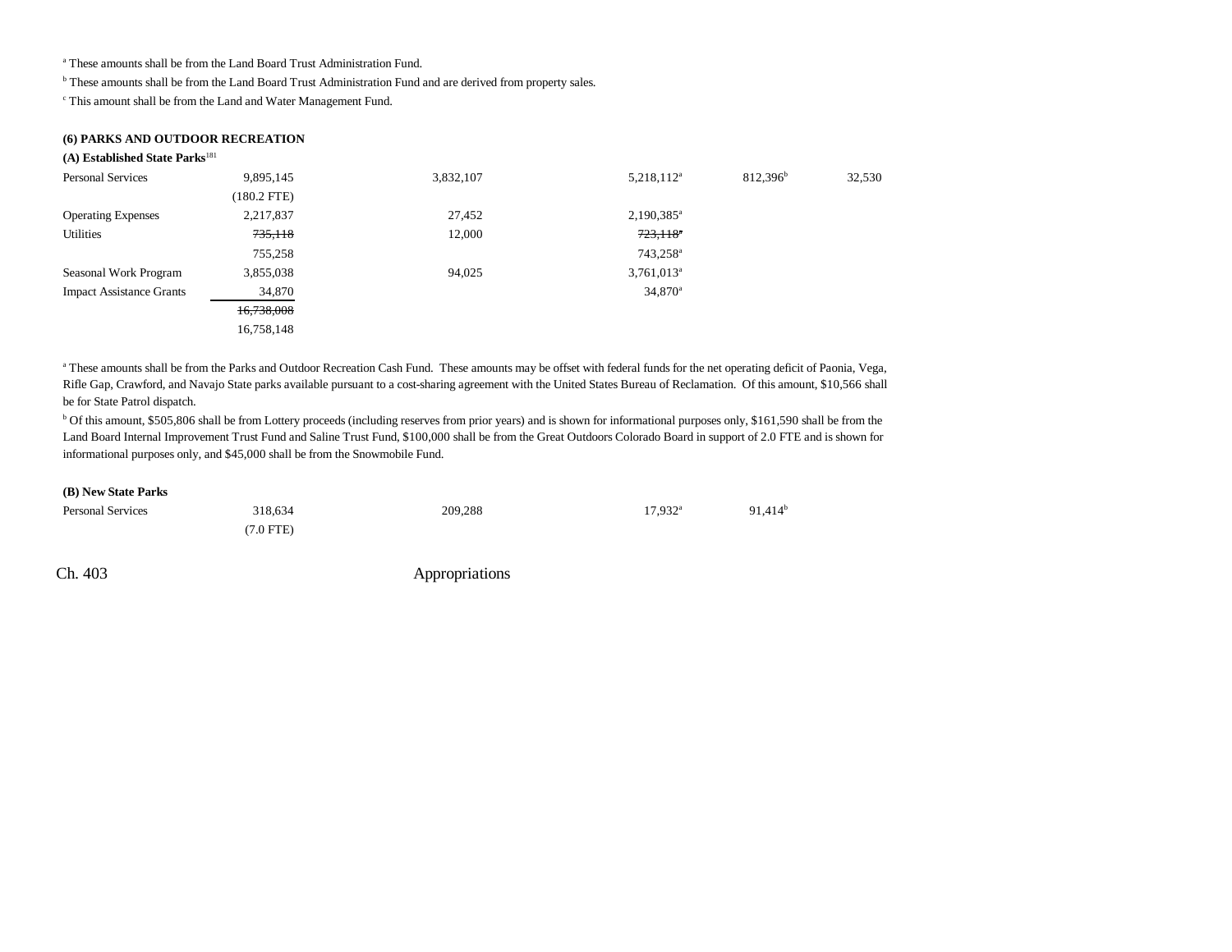[a] These amounts shall be from the Land Board Trust Administration Fund.

[b] These amounts shall be from the Land Board Trust Administration Fund and are derived from property sales.

[c] This amount shall be from the Land and Water Management Fund.

**(6) PARKS AND OUTDOOR RECREATION**

**(A) Established State Parks**[181]

| | | | | | | |
|---|---|---|---|---|---|---|
| Personal Services | 9,895,145 | | 3,832,107 | 5,218,112[a] | 812,396[b] | 32,530 |
| | (180.2 FTE) | | | | | |
| Operating Expenses | 2,217,837 | | 27,452 | 2,190,385[a] | | |
| Utilities | ~~735,118~~ | | 12,000 | ~~723,118~~[a] | | |
| | 755,258 | | | 743,258[a] | | |
| Seasonal Work Program | 3,855,038 | | 94,025 | 3,761,013[a] | | |
| Impact Assistance Grants | 34,870 | | | 34,870[a] | | |
| | ~~16,738,008~~ | | | | | |
| | 16,758,148 | | | | | |

[a] These amounts shall be from the Parks and Outdoor Recreation Cash Fund. These amounts may be offset with federal funds for the net operating deficit of Paonia, Vega, Rifle Gap, Crawford, and Navajo State parks available pursuant to a cost-sharing agreement with the United States Bureau of Reclamation. Of this amount, $10,566 shall be for State Patrol dispatch.

[b] Of this amount, $505,806 shall be from Lottery proceeds (including reserves from prior years) and is shown for informational purposes only, $161,590 shall be from the Land Board Internal Improvement Trust Fund and Saline Trust Fund, $100,000 shall be from the Great Outdoors Colorado Board in support of 2.0 FTE and is shown for informational purposes only, and $45,000 shall be from the Snowmobile Fund.

**(B) New State Parks**

| | | | | | | |
|---|---|---|---|---|---|---|
| Personal Services | 318,634 | | 209,288 | 17,932[a] | 91,414[b] | |
| | (7.0 FTE) | | | | | |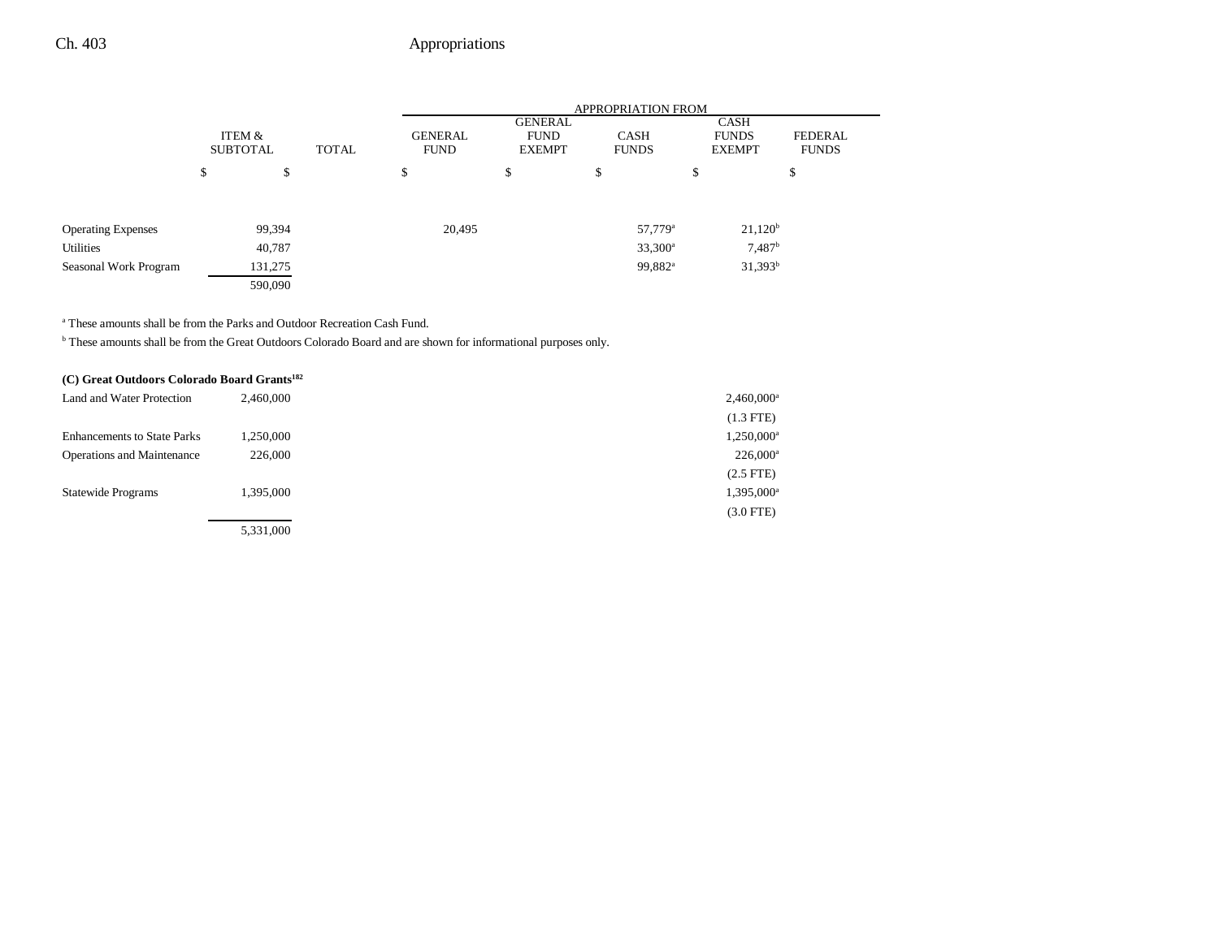| | ITEM & SUBTOTAL | TOTAL | APPROPRIATION FROM GENERAL FUND | GENERAL FUND EXEMPT | CASH FUNDS | CASH FUNDS EXEMPT | FEDERAL FUNDS |
|---|---|---|---|---|---|---|---|
| | $ | $ | $ | $ | $ | $ | $ |
| Operating Expenses | 99,394 | | 20,495 | | 57,779[a] | 21,120[b] | |
| Utilities | 40,787 | | | | 33,300[a] | 7,487[b] | |
| Seasonal Work Program | 131,275 | | | | 99,882[a] | 31,393[b] | |
| | 590,090 | | | | | | |

[a] These amounts shall be from the Parks and Outdoor Recreation Cash Fund.

[b] These amounts shall be from the Great Outdoors Colorado Board and are shown for informational purposes only.

**(C) Great Outdoors Colorado Board Grants[182]**

| | ITEM & SUBTOTAL | TOTAL | GENERAL FUND | GENERAL FUND EXEMPT | CASH FUNDS | CASH FUNDS EXEMPT | FEDERAL FUNDS |
|---|---|---|---|---|---|---|---|
| Land and Water Protection | 2,460,000 | | | | | 2,460,000[a] (1.3 FTE) | |
| Enhancements to State Parks | 1,250,000 | | | | | 1,250,000[a] | |
| Operations and Maintenance | 226,000 | | | | | 226,000[a] (2.5 FTE) | |
| Statewide Programs | 1,395,000 | | | | | 1,395,000[a] (3.0 FTE) | |
| | 5,331,000 | | | | | | |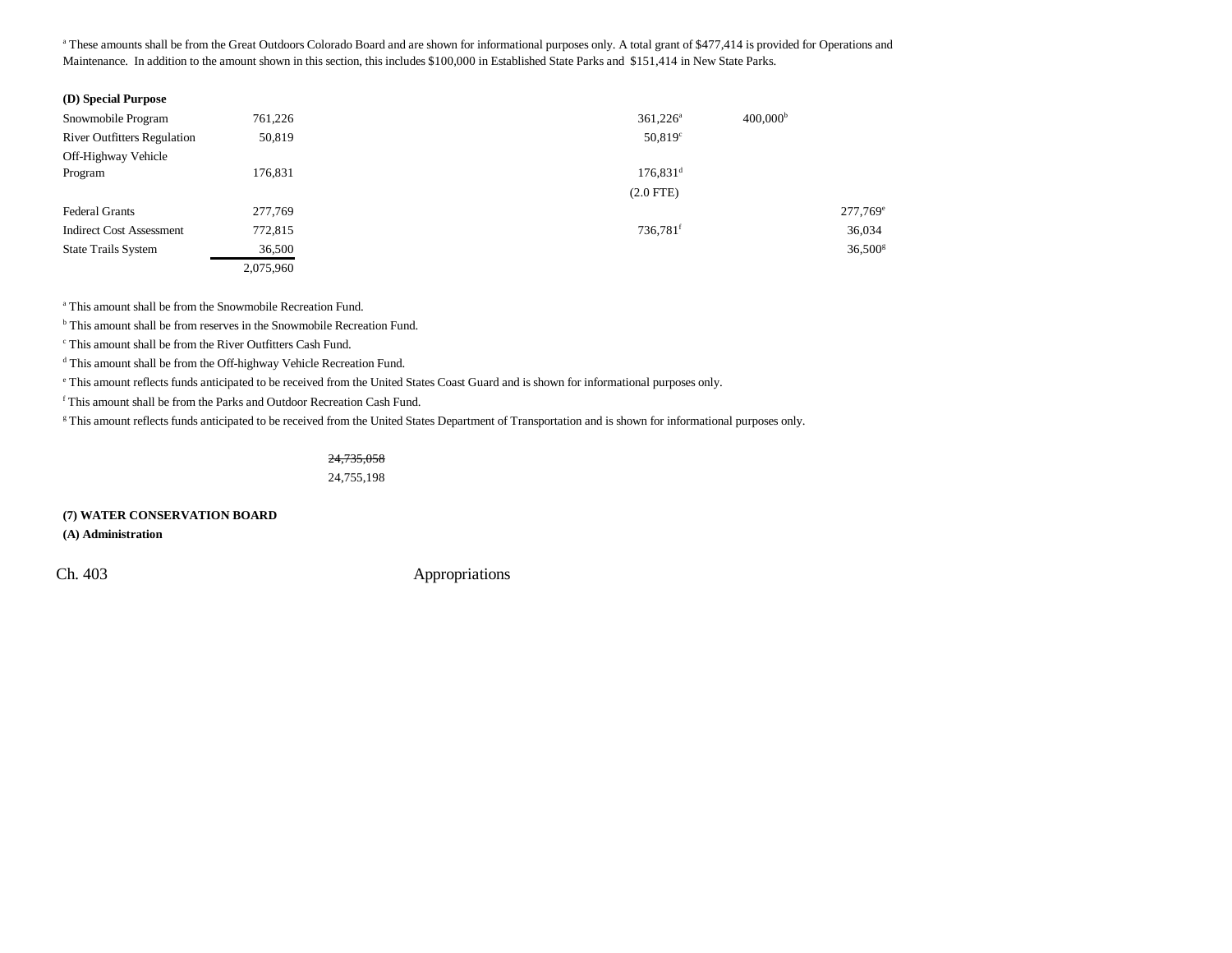[a] These amounts shall be from the Great Outdoors Colorado Board and are shown for informational purposes only. A total grant of $477,414 is provided for Operations and Maintenance. In addition to the amount shown in this section, this includes $100,000 in Established State Parks and $151,414 in New State Parks.

**(D) Special Purpose**

| | | | | | |
|---|---|---|---|---|---|
| Snowmobile Program | 761,226 | | 361,226[a] | 400,000[b] | |
| River Outfitters Regulation | 50,819 | | 50,819[c] | | |
| Off-Highway Vehicle Program | 176,831 | | 176,831[d] | | |
| | | | (2.0 FTE) | | |
| Federal Grants | 277,769 | | | | 277,769[e] |
| Indirect Cost Assessment | 772,815 | | 736,781[f] | | 36,034 |
| State Trails System | 36,500 | | | | 36,500[g] |
| | 2,075,960 | | | | |

[a] This amount shall be from the Snowmobile Recreation Fund.

[b] This amount shall be from reserves in the Snowmobile Recreation Fund.

[c] This amount shall be from the River Outfitters Cash Fund.

[d] This amount shall be from the Off-highway Vehicle Recreation Fund.

[e] This amount reflects funds anticipated to be received from the United States Coast Guard and is shown for informational purposes only.

[f] This amount shall be from the Parks and Outdoor Recreation Cash Fund.

[g] This amount reflects funds anticipated to be received from the United States Department of Transportation and is shown for informational purposes only.

~~24,735,058~~

24,755,198

**(7) WATER CONSERVATION BOARD**

**(A) Administration**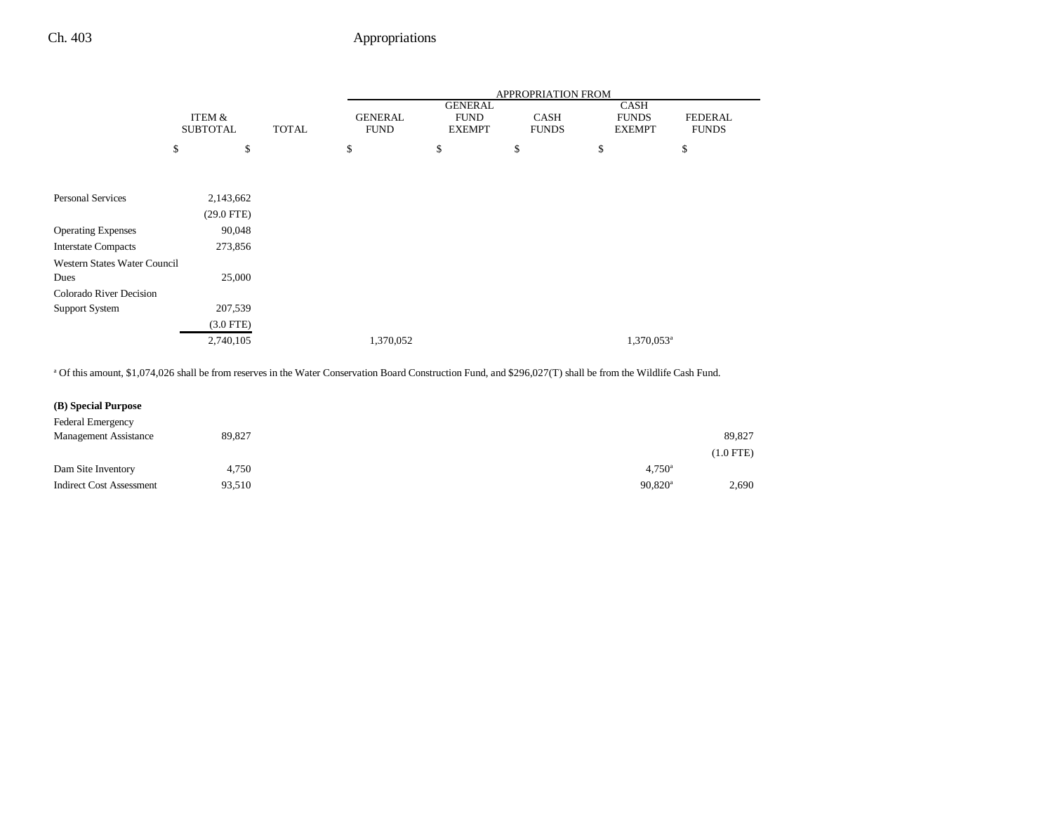| | ITEM & SUBTOTAL | TOTAL | APPROPRIATION FROM GENERAL FUND | GENERAL FUND EXEMPT | CASH FUNDS | CASH FUNDS EXEMPT | FEDERAL FUNDS |
|---|---|---|---|---|---|---|---|
| | $ | $ | $ | $ | $ | $ | $ |
| Personal Services | 2,143,662 | | | | | | |
| | (29.0 FTE) | | | | | | |
| Operating Expenses | 90,048 | | | | | | |
| Interstate Compacts | 273,856 | | | | | | |
| Western States Water Council Dues | 25,000 | | | | | | |
| Colorado River Decision Support System | 207,539 | | | | | | |
| | (3.0 FTE) | | | | | | |
| | 2,740,105 | | 1,370,052 | | | 1,370,053[a] | |

[a] Of this amount, $1,074,026 shall be from reserves in the Water Conservation Board Construction Fund, and $296,027(T) shall be from the Wildlife Cash Fund.

**(B) Special Purpose**

| | ITEM & SUBTOTAL | TOTAL | GENERAL FUND | GENERAL FUND EXEMPT | CASH FUNDS | CASH FUNDS EXEMPT | FEDERAL FUNDS |
|---|---|---|---|---|---|---|---|
| Federal Emergency Management Assistance | 89,827 | | | | | | 89,827 |
| | | | | | | | (1.0 FTE) |
| Dam Site Inventory | 4,750 | | | | | 4,750[a] | |
| Indirect Cost Assessment | 93,510 | | | | | 90,820[a] | 2,690 |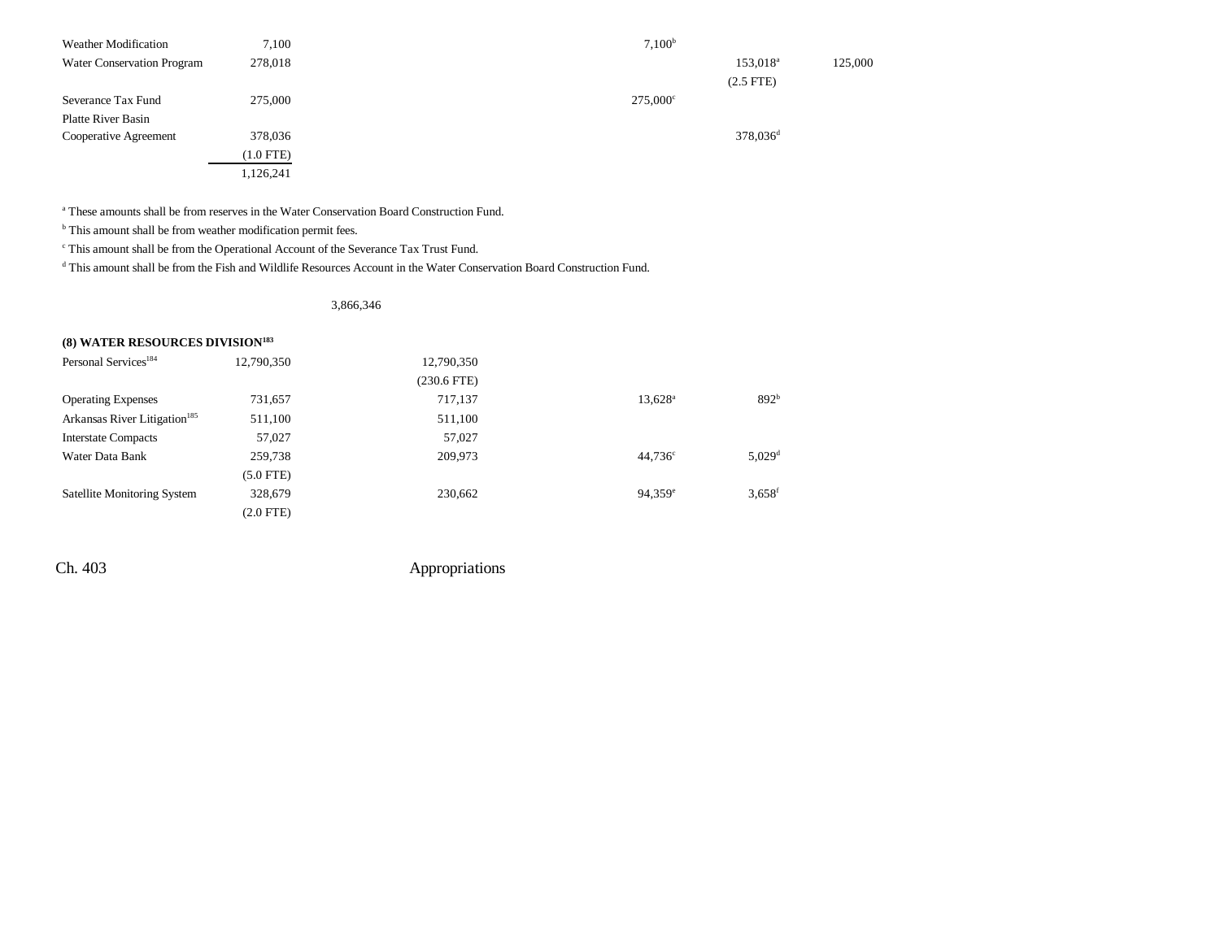| | | | | | | |
|---|---|---|---|---|---|---|
| Weather Modification | 7,100 | | | 7,100[b] | | |
| Water Conservation Program | 278,018 | | | | 153,018[a] | 125,000 |
| | | | | | (2.5 FTE) | |
| Severance Tax Fund | 275,000 | | | 275,000[c] | | |
| Platte River Basin | | | | | | |
| Cooperative Agreement | 378,036 | | | | 378,036[d] | |
| | (1.0 FTE) | | | | | |
| | 1,126,241 | | | | | |

[a] These amounts shall be from reserves in the Water Conservation Board Construction Fund.

[b] This amount shall be from weather modification permit fees.

[c] This amount shall be from the Operational Account of the Severance Tax Trust Fund.

[d] This amount shall be from the Fish and Wildlife Resources Account in the Water Conservation Board Construction Fund.

3,866,346

**(8) WATER RESOURCES DIVISION[183]**

| | | | | | | |
|---|---|---|---|---|---|---|
| Personal Services[184] | 12,790,350 | 12,790,350 | | | | |
| | | (230.6 FTE) | | | | |
| Operating Expenses | 731,657 | 717,137 | | 13,628[a] | 892[b] | |
| Arkansas River Litigation[185] | 511,100 | 511,100 | | | | |
| Interstate Compacts | 57,027 | 57,027 | | | | |
| Water Data Bank | 259,738 | 209,973 | | 44,736[c] | 5,029[d] | |
| | (5.0 FTE) | | | | | |
| Satellite Monitoring System | 328,679 | 230,662 | | 94,359[e] | 3,658[f] | |
| | (2.0 FTE) | | | | | |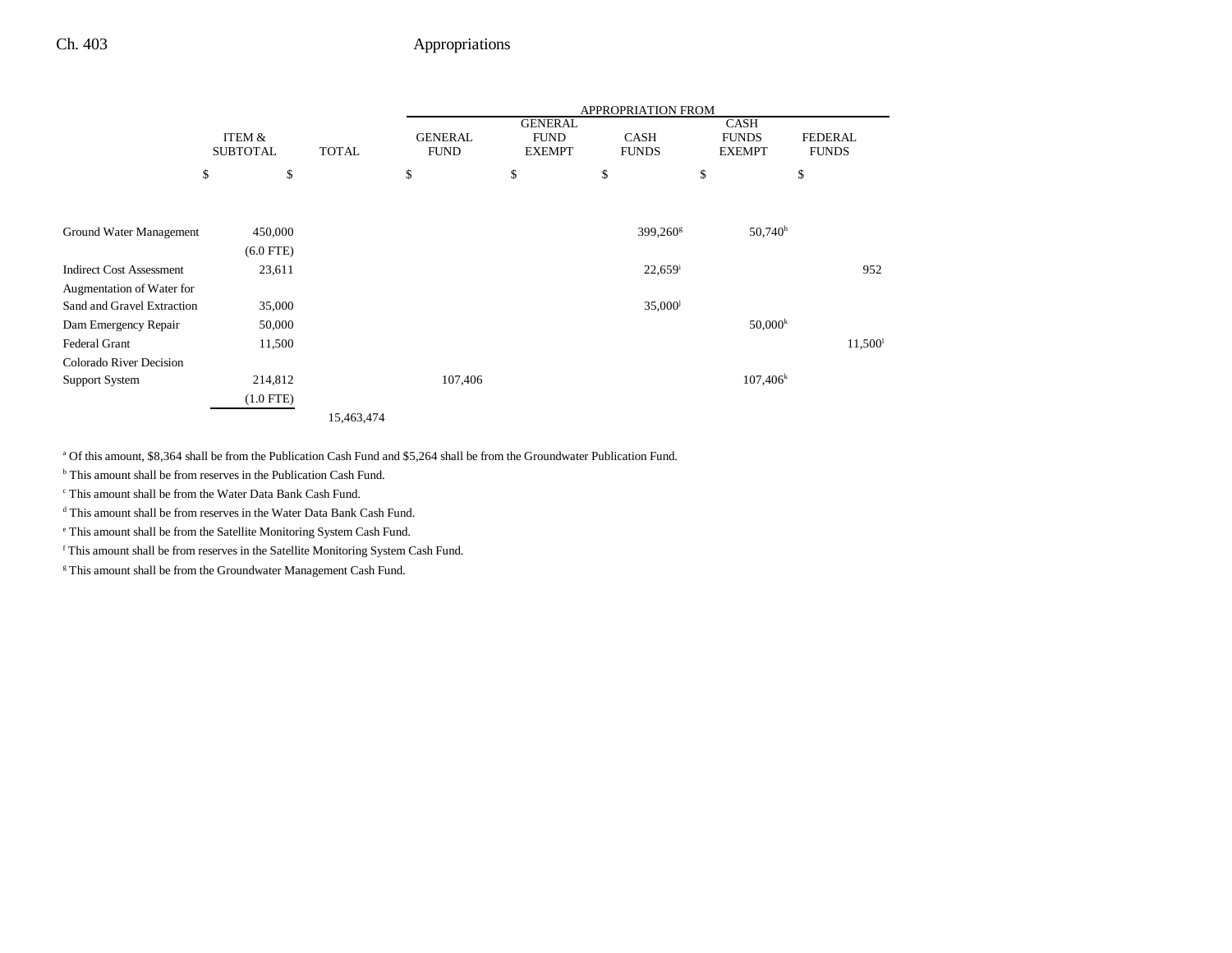| | ITEM & SUBTOTAL | TOTAL | APPROPRIATION FROM GENERAL FUND | GENERAL FUND EXEMPT | CASH FUNDS | CASH FUNDS EXEMPT | FEDERAL FUNDS |
|---|---|---|---|---|---|---|---|
| | $ | $ | $ | $ | $ | $ | $ |
| Ground Water Management | 450,000 | | | | 399,260[g] | 50,740[h] | |
| | (6.0 FTE) | | | | | | |
| Indirect Cost Assessment | 23,611 | | | | 22,659[i] | | 952 |
| Augmentation of Water for Sand and Gravel Extraction | 35,000 | | | | 35,000[j] | | |
| Dam Emergency Repair | 50,000 | | | | | 50,000[k] | |
| Federal Grant | 11,500 | | | | | | 11,500[l] |
| Colorado River Decision Support System | 214,812 | | 107,406 | | | 107,406[k] | |
| | (1.0 FTE) | | | | | | |
| | | 15,463,474 | | | | | |

[a] Of this amount, $8,364 shall be from the Publication Cash Fund and $5,264 shall be from the Groundwater Publication Fund.

[b] This amount shall be from reserves in the Publication Cash Fund.

[c] This amount shall be from the Water Data Bank Cash Fund.

[d] This amount shall be from reserves in the Water Data Bank Cash Fund.

[e] This amount shall be from the Satellite Monitoring System Cash Fund.

[f] This amount shall be from reserves in the Satellite Monitoring System Cash Fund.

[g] This amount shall be from the Groundwater Management Cash Fund.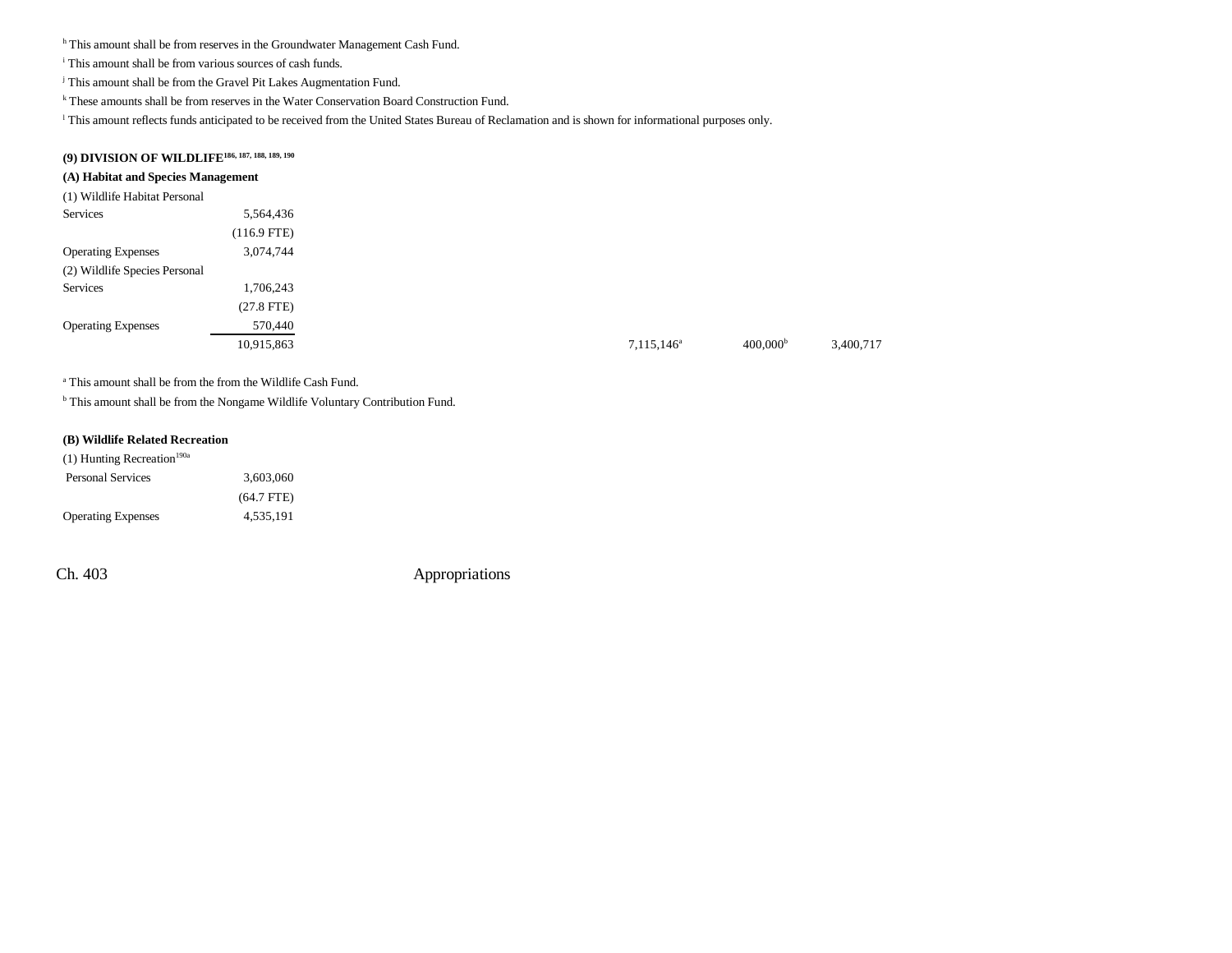[h] This amount shall be from reserves in the Groundwater Management Cash Fund.

[i] This amount shall be from various sources of cash funds.

[j] This amount shall be from the Gravel Pit Lakes Augmentation Fund.

[k] These amounts shall be from reserves in the Water Conservation Board Construction Fund.

[l] This amount reflects funds anticipated to be received from the United States Bureau of Reclamation and is shown for informational purposes only.

**(9) DIVISION OF WILDLIFE[186, 187, 188, 189, 190]**

**(A) Habitat and Species Management**

| | | | | | | |
|---|---|---|---|---|---|---|
| (1) Wildlife Habitat Personal Services | 5,564,436 | | | | | |
| | (116.9 FTE) | | | | | |
| Operating Expenses | 3,074,744 | | | | | |
| (2) Wildlife Species Personal Services | 1,706,243 | | | | | |
| | (27.8 FTE) | | | | | |
| Operating Expenses | 570,440 | | | | | |
| | 10,915,863 | | | 7,115,146[a] | 400,000[b] | 3,400,717 |

[a] This amount shall be from the from the Wildlife Cash Fund.

[b] This amount shall be from the Nongame Wildlife Voluntary Contribution Fund.

**(B) Wildlife Related Recreation**

| | |
|---|---|
| (1) Hunting Recreation[190a] | |
| Personal Services | 3,603,060 |
| | (64.7 FTE) |
| Operating Expenses | 4,535,191 |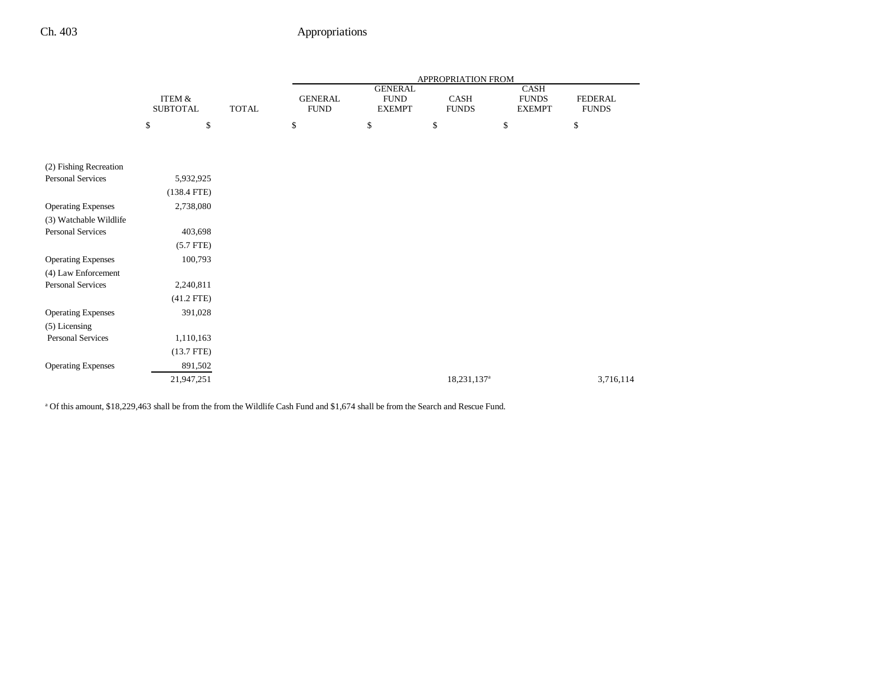| | ITEM & SUBTOTAL | TOTAL | APPROPRIATION FROM GENERAL FUND | GENERAL FUND EXEMPT | CASH FUNDS | CASH FUNDS EXEMPT | FEDERAL FUNDS |
|---|---|---|---|---|---|---|---|
| | $ | $ | $ | $ | $ | $ | $ |
| (2) Fishing Recreation | | | | | | | |
| Personal Services | 5,932,925 | | | | | | |
| | (138.4 FTE) | | | | | | |
| Operating Expenses | 2,738,080 | | | | | | |
| (3) Watchable Wildlife | | | | | | | |
| Personal Services | 403,698 | | | | | | |
| | (5.7 FTE) | | | | | | |
| Operating Expenses | 100,793 | | | | | | |
| (4) Law Enforcement | | | | | | | |
| Personal Services | 2,240,811 | | | | | | |
| | (41.2 FTE) | | | | | | |
| Operating Expenses | 391,028 | | | | | | |
| (5) Licensing | | | | | | | |
| Personal Services | 1,110,163 | | | | | | |
| | (13.7 FTE) | | | | | | |
| Operating Expenses | 891,502 | | | | | | |
| | 21,947,251 | | | | 18,231,137[a] | | 3,716,114 |

[a] Of this amount, $18,229,463 shall be from the from the Wildlife Cash Fund and $1,674 shall be from the Search and Rescue Fund.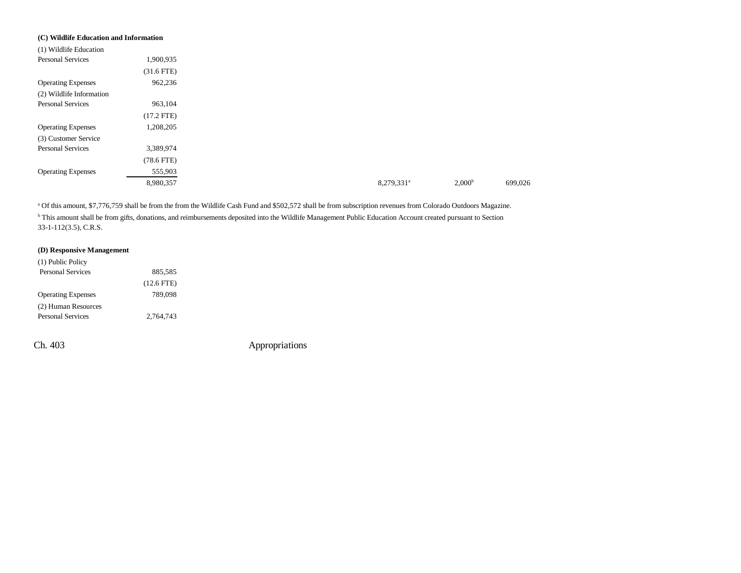**(C) Wildlife Education and Information**

| | | | | | |
|---|---|---|---|---|---|
| (1) Wildlife Education | | | | | |
| Personal Services | 1,900,935 | | | | |
| | (31.6 FTE) | | | | |
| Operating Expenses | 962,236 | | | | |
| (2) Wildlife Information | | | | | |
| Personal Services | 963,104 | | | | |
| | (17.2 FTE) | | | | |
| Operating Expenses | 1,208,205 | | | | |
| (3) Customer Service | | | | | |
| Personal Services | 3,389,974 | | | | |
| | (78.6 FTE) | | | | |
| Operating Expenses | 555,903 | | | | |
| | 8,980,357 | | 8,279,331[a] | 2,000[b] | 699,026 |

[a] Of this amount, $7,776,759 shall be from the from the Wildlife Cash Fund and $502,572 shall be from subscription revenues from Colorado Outdoors Magazine.

[b] This amount shall be from gifts, donations, and reimbursements deposited into the Wildlife Management Public Education Account created pursuant to Section 33-1-112(3.5), C.R.S.

**(D) Responsive Management**

| | |
|---|---|
| (1) Public Policy | |
| Personal Services | 885,585 |
| | (12.6 FTE) |
| Operating Expenses | 789,098 |
| (2) Human Resources | |
| Personal Services | 2,764,743 |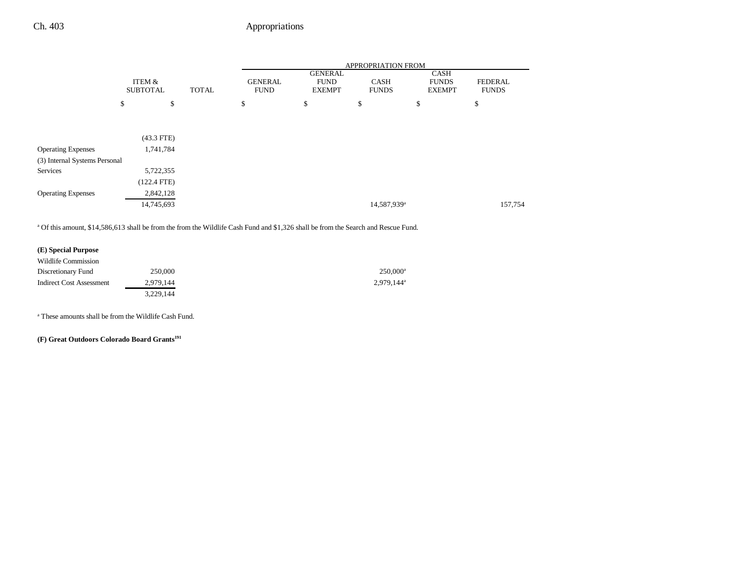| | ITEM & SUBTOTAL | TOTAL | GENERAL FUND | GENERAL FUND EXEMPT | CASH FUNDS | CASH FUNDS EXEMPT | FEDERAL FUNDS |
|---|---|---|---|---|---|---|---|
| | $ | $ | $ | $ | $ | $ | $ |
| | (43.3 FTE) | | | | | | |
| Operating Expenses | 1,741,784 | | | | | | |
| (3) Internal Systems Personal Services | 5,722,355 | | | | | | |
| | (122.4 FTE) | | | | | | |
| Operating Expenses | 2,842,128 | | | | | | |
| | 14,745,693 | | | | 14,587,939[a] | | 157,754 |

[a] Of this amount, $14,586,613 shall be from the from the Wildlife Cash Fund and $1,326 shall be from the Search and Rescue Fund.

**(E) Special Purpose**

| | ITEM & SUBTOTAL | TOTAL | GENERAL FUND | GENERAL FUND EXEMPT | CASH FUNDS | CASH FUNDS EXEMPT | FEDERAL FUNDS |
|---|---|---|---|---|---|---|---|
| Wildlife Commission Discretionary Fund | 250,000 | | | | 250,000[a] | | |
| Indirect Cost Assessment | 2,979,144 | | | | 2,979,144[a] | | |
| | 3,229,144 | | | | | | |

[a] These amounts shall be from the Wildlife Cash Fund.

**(F) Great Outdoors Colorado Board Grants[191]**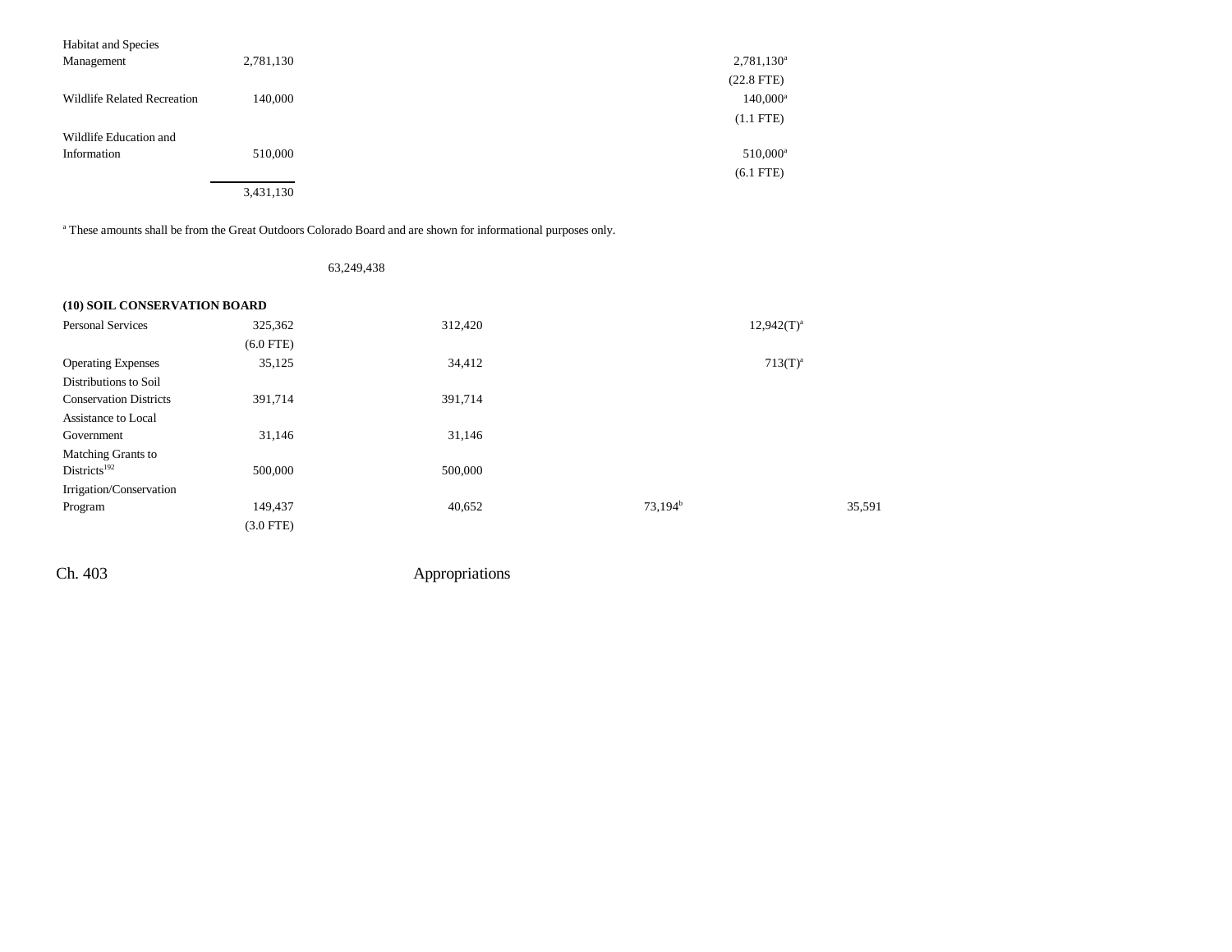| | | | | | | | |
|---|---|---|---|---|---|---|---|
| Habitat and Species Management | 2,781,130 | | | | | 2,781,130[a] | |
| | | | | | | (22.8 FTE) | |
| Wildlife Related Recreation | 140,000 | | | | | 140,000[a] | |
| | | | | | | (1.1 FTE) | |
| Wildlife Education and Information | 510,000 | | | | | 510,000[a] | |
| | | | | | | (6.1 FTE) | |
| | 3,431,130 | | | | | | |

[a] These amounts shall be from the Great Outdoors Colorado Board and are shown for informational purposes only.

| | | | | | | | |
|---|---|---|---|---|---|---|---|
| | | 63,249,438 | | | | | |

| | | | | | | | |
|---|---|---|---|---|---|---|---|
| **(10) SOIL CONSERVATION BOARD** | | | | | | | |
| Personal Services | 325,362 | | 312,420 | | | 12,942(T)[a] | |
| | (6.0 FTE) | | | | | | |
| Operating Expenses | 35,125 | | 34,412 | | | 713(T)[a] | |
| Distributions to Soil Conservation Districts | 391,714 | | 391,714 | | | | |
| Assistance to Local Government | 31,146 | | 31,146 | | | | |
| Matching Grants to Districts[192] | 500,000 | | 500,000 | | | | |
| Irrigation/Conservation Program | 149,437 | | 40,652 | | 73,194[b] | | 35,591 |
| | (3.0 FTE) | | | | | | |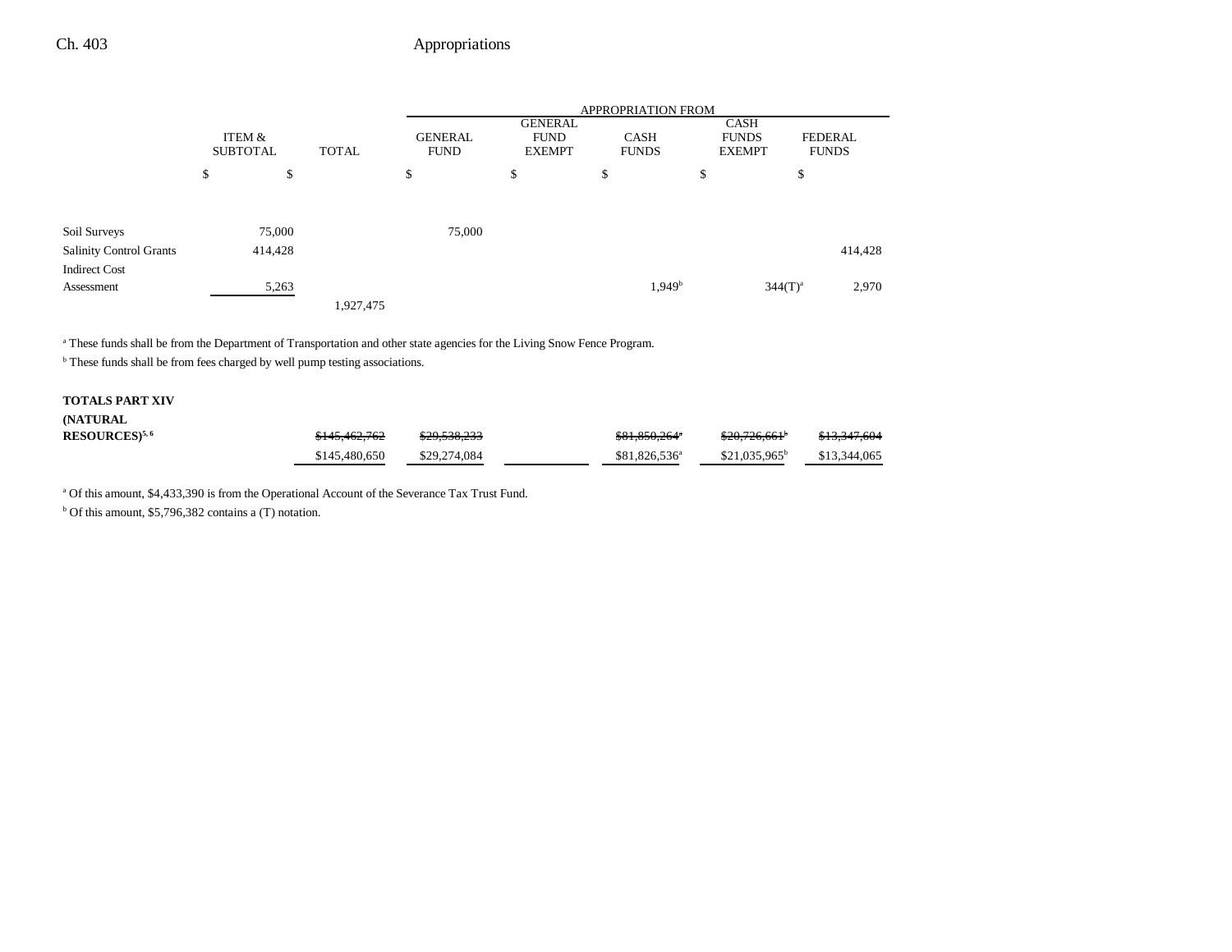| | ITEM & SUBTOTAL | TOTAL | GENERAL FUND | GENERAL FUND EXEMPT | CASH FUNDS | CASH FUNDS EXEMPT | FEDERAL FUNDS |
|---|---|---|---|---|---|---|---|
| | | | APPROPRIATION FROM | | | | |
| | $ | $ | $ | $ | $ | $ | $ |
| Soil Surveys | 75,000 | | 75,000 | | | | |
| Salinity Control Grants | 414,428 | | | | | | 414,428 |
| Indirect Cost Assessment | 5,263 | | | | 1,949[b] | 344(T)[a] | 2,970 |
| | | 1,927,475 | | | | | |

[a] These funds shall be from the Department of Transportation and other state agencies for the Living Snow Fence Program.

[b] These funds shall be from fees charged by well pump testing associations.

| | ITEM & SUBTOTAL | TOTAL | GENERAL FUND | GENERAL FUND EXEMPT | CASH FUNDS | CASH FUNDS EXEMPT | FEDERAL FUNDS |
|---|---|---|---|---|---|---|---|
| **TOTALS PART XIV (NATURAL RESOURCES)**[5, 6] | | ~~$145,462,762~~ | ~~$29,538,233~~ | | ~~$81,850,264~~[a] | ~~$20,726,661~~[b] | ~~$13,347,604~~ |
| | | $145,480,650 | $29,274,084 | | $81,826,536[a] | $21,035,965[b] | $13,344,065 |

[a] Of this amount, $4,433,390 is from the Operational Account of the Severance Tax Trust Fund.

[b] Of this amount, $5,796,382 contains a (T) notation.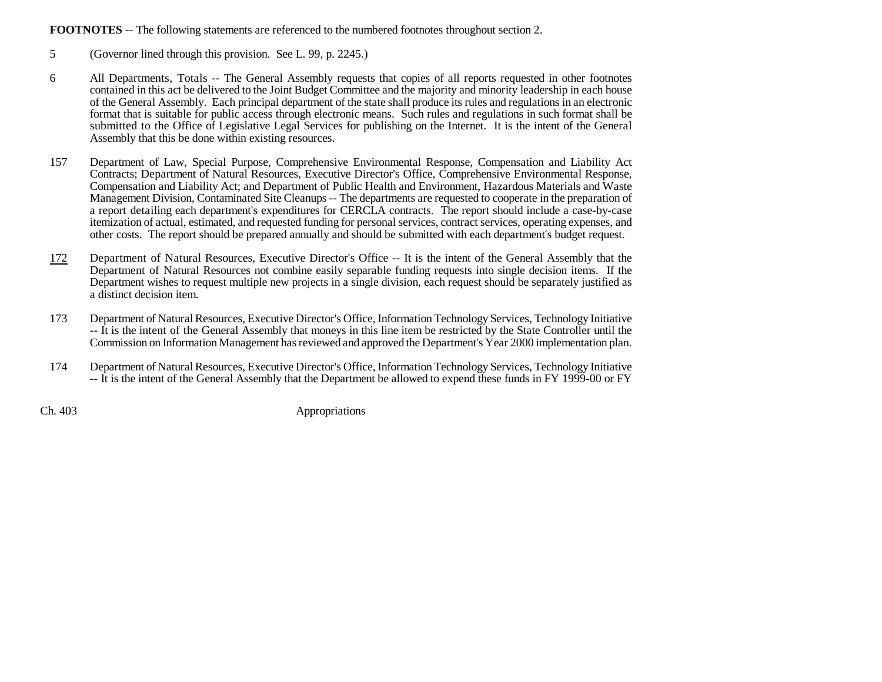**FOOTNOTES** -- The following statements are referenced to the numbered footnotes throughout section 2.

5 (Governor lined through this provision. See L. 99, p. 2245.)

6 All Departments, Totals -- The General Assembly requests that copies of all reports requested in other footnotes contained in this act be delivered to the Joint Budget Committee and the majority and minority leadership in each house of the General Assembly. Each principal department of the state shall produce its rules and regulations in an electronic format that is suitable for public access through electronic means. Such rules and regulations in such format shall be submitted to the Office of Legislative Legal Services for publishing on the Internet. It is the intent of the General Assembly that this be done within existing resources.

157 Department of Law, Special Purpose, Comprehensive Environmental Response, Compensation and Liability Act Contracts; Department of Natural Resources, Executive Director's Office, Comprehensive Environmental Response, Compensation and Liability Act; and Department of Public Health and Environment, Hazardous Materials and Waste Management Division, Contaminated Site Cleanups -- The departments are requested to cooperate in the preparation of a report detailing each department's expenditures for CERCLA contracts. The report should include a case-by-case itemization of actual, estimated, and requested funding for personal services, contract services, operating expenses, and other costs. The report should be prepared annually and should be submitted with each department's budget request.

172 Department of Natural Resources, Executive Director's Office -- It is the intent of the General Assembly that the Department of Natural Resources not combine easily separable funding requests into single decision items. If the Department wishes to request multiple new projects in a single division, each request should be separately justified as a distinct decision item.

173 Department of Natural Resources, Executive Director's Office, Information Technology Services, Technology Initiative -- It is the intent of the General Assembly that moneys in this line item be restricted by the State Controller until the Commission on Information Management has reviewed and approved the Department's Year 2000 implementation plan.

174 Department of Natural Resources, Executive Director's Office, Information Technology Services, Technology Initiative -- It is the intent of the General Assembly that the Department be allowed to expend these funds in FY 1999-00 or FY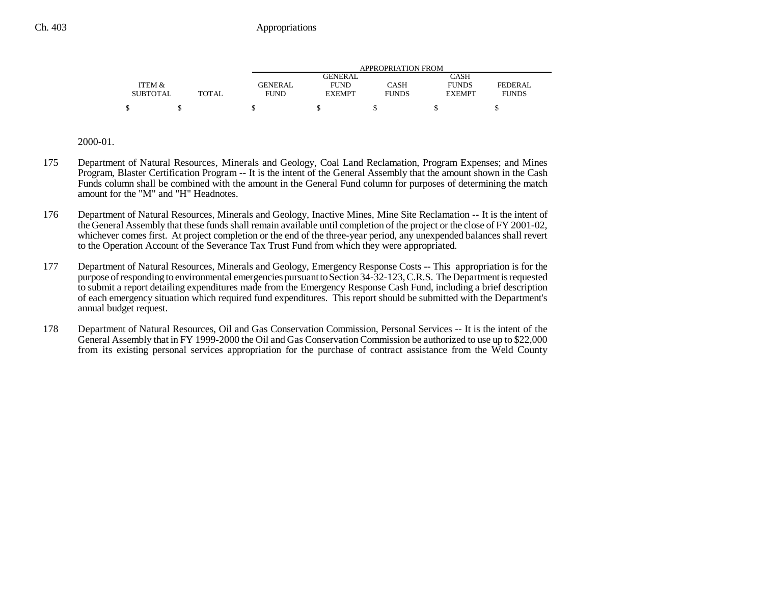| ITEM & SUBTOTAL | TOTAL | GENERAL FUND | GENERAL FUND EXEMPT | CASH FUNDS | CASH FUNDS EXEMPT | FEDERAL FUNDS |
|---|---|---|---|---|---|---|
| | | APPROPRIATION FROM | | | | |
| $ | $ | $ | $ | $ | $ | $ |

2000-01.

175 Department of Natural Resources, Minerals and Geology, Coal Land Reclamation, Program Expenses; and Mines Program, Blaster Certification Program -- It is the intent of the General Assembly that the amount shown in the Cash Funds column shall be combined with the amount in the General Fund column for purposes of determining the match amount for the "M" and "H" Headnotes.

176 Department of Natural Resources, Minerals and Geology, Inactive Mines, Mine Site Reclamation -- It is the intent of the General Assembly that these funds shall remain available until completion of the project or the close of FY 2001-02, whichever comes first. At project completion or the end of the three-year period, any unexpended balances shall revert to the Operation Account of the Severance Tax Trust Fund from which they were appropriated.

177 Department of Natural Resources, Minerals and Geology, Emergency Response Costs -- This appropriation is for the purpose of responding to environmental emergencies pursuant to Section 34-32-123, C.R.S. The Department is requested to submit a report detailing expenditures made from the Emergency Response Cash Fund, including a brief description of each emergency situation which required fund expenditures. This report should be submitted with the Department's annual budget request.

178 Department of Natural Resources, Oil and Gas Conservation Commission, Personal Services -- It is the intent of the General Assembly that in FY 1999-2000 the Oil and Gas Conservation Commission be authorized to use up to $22,000 from its existing personal services appropriation for the purchase of contract assistance from the Weld County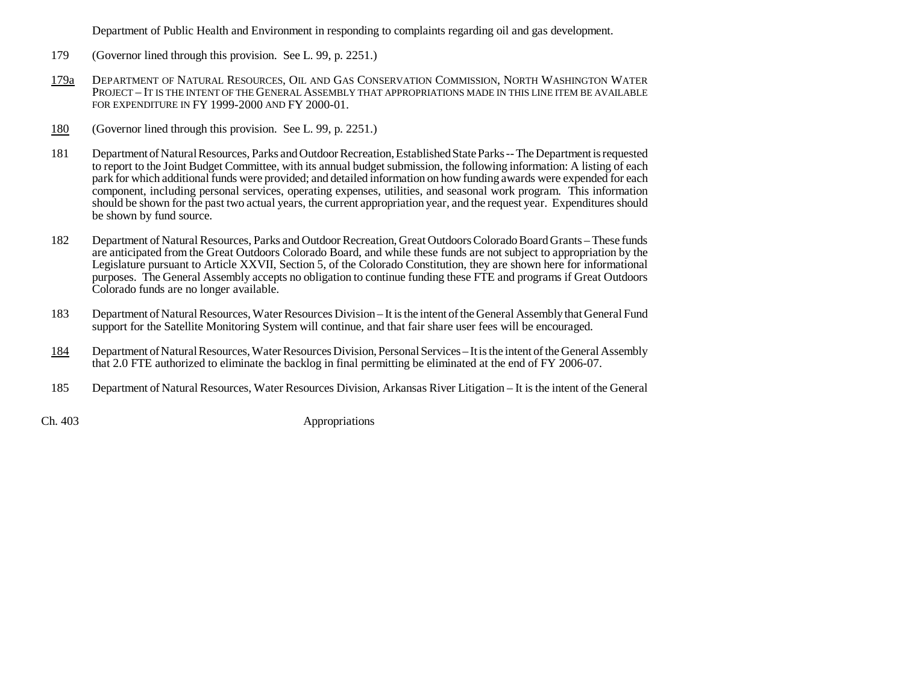Department of Public Health and Environment in responding to complaints regarding oil and gas development.

179 (Governor lined through this provision. See L. 99, p. 2251.)

179a DEPARTMENT OF NATURAL RESOURCES, OIL AND GAS CONSERVATION COMMISSION, NORTH WASHINGTON WATER PROJECT – IT IS THE INTENT OF THE GENERAL ASSEMBLY THAT APPROPRIATIONS MADE IN THIS LINE ITEM BE AVAILABLE FOR EXPENDITURE IN FY 1999-2000 AND FY 2000-01.

180 (Governor lined through this provision. See L. 99, p. 2251.)

181 Department of Natural Resources, Parks and Outdoor Recreation, Established State Parks -- The Department is requested to report to the Joint Budget Committee, with its annual budget submission, the following information: A listing of each park for which additional funds were provided; and detailed information on how funding awards were expended for each component, including personal services, operating expenses, utilities, and seasonal work program. This information should be shown for the past two actual years, the current appropriation year, and the request year. Expenditures should be shown by fund source.

182 Department of Natural Resources, Parks and Outdoor Recreation, Great Outdoors Colorado Board Grants – These funds are anticipated from the Great Outdoors Colorado Board, and while these funds are not subject to appropriation by the Legislature pursuant to Article XXVII, Section 5, of the Colorado Constitution, they are shown here for informational purposes. The General Assembly accepts no obligation to continue funding these FTE and programs if Great Outdoors Colorado funds are no longer available.

183 Department of Natural Resources, Water Resources Division – It is the intent of the General Assembly that General Fund support for the Satellite Monitoring System will continue, and that fair share user fees will be encouraged.

184 Department of Natural Resources, Water Resources Division, Personal Services – It is the intent of the General Assembly that 2.0 FTE authorized to eliminate the backlog in final permitting be eliminated at the end of FY 2006-07.

185 Department of Natural Resources, Water Resources Division, Arkansas River Litigation – It is the intent of the General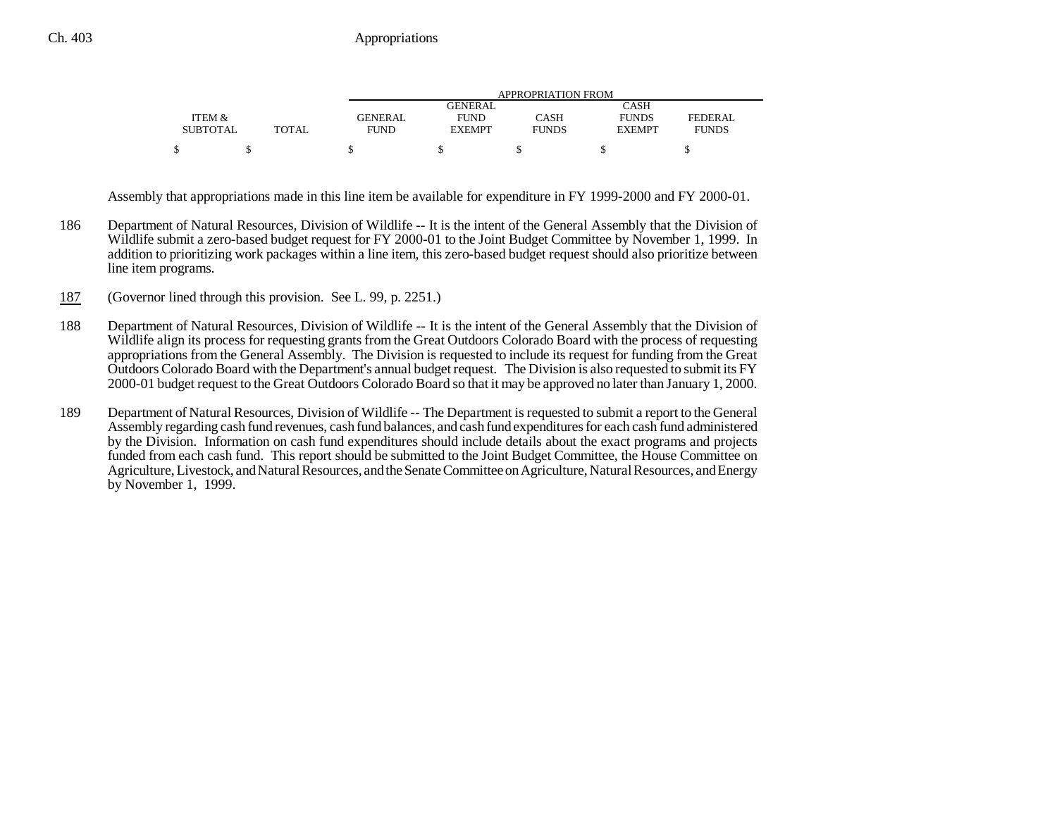| ITEM & SUBTOTAL | TOTAL | APPROPRIATION FROM GENERAL FUND | GENERAL FUND EXEMPT | CASH FUNDS | CASH FUNDS EXEMPT | FEDERAL FUNDS |
|---|---|---|---|---|---|---|
| $ | $ | $ | $ | $ | $ | $ |

Assembly that appropriations made in this line item be available for expenditure in FY 1999-2000 and FY 2000-01.

186 Department of Natural Resources, Division of Wildlife -- It is the intent of the General Assembly that the Division of Wildlife submit a zero-based budget request for FY 2000-01 to the Joint Budget Committee by November 1, 1999. In addition to prioritizing work packages within a line item, this zero-based budget request should also prioritize between line item programs.

187 (Governor lined through this provision. See L. 99, p. 2251.)

188 Department of Natural Resources, Division of Wildlife -- It is the intent of the General Assembly that the Division of Wildlife align its process for requesting grants from the Great Outdoors Colorado Board with the process of requesting appropriations from the General Assembly. The Division is requested to include its request for funding from the Great Outdoors Colorado Board with the Department's annual budget request. The Division is also requested to submit its FY 2000-01 budget request to the Great Outdoors Colorado Board so that it may be approved no later than January 1, 2000.

189 Department of Natural Resources, Division of Wildlife -- The Department is requested to submit a report to the General Assembly regarding cash fund revenues, cash fund balances, and cash fund expenditures for each cash fund administered by the Division. Information on cash fund expenditures should include details about the exact programs and projects funded from each cash fund. This report should be submitted to the Joint Budget Committee, the House Committee on Agriculture, Livestock, and Natural Resources, and the Senate Committee on Agriculture, Natural Resources, and Energy by November 1, 1999.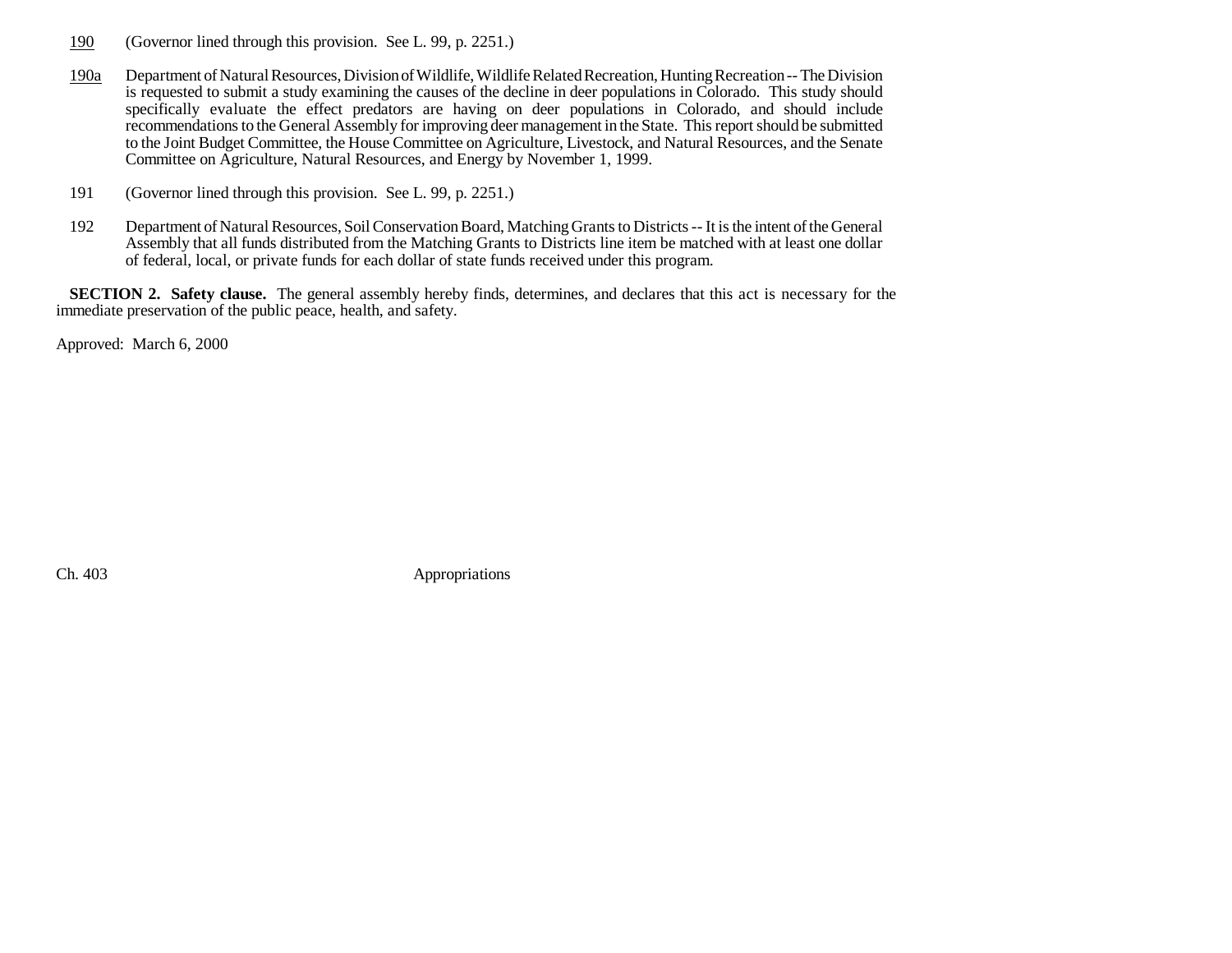190 (Governor lined through this provision. See L. 99, p. 2251.)

190a Department of Natural Resources, Division of Wildlife, Wildlife Related Recreation, Hunting Recreation -- The Division is requested to submit a study examining the causes of the decline in deer populations in Colorado. This study should specifically evaluate the effect predators are having on deer populations in Colorado, and should include recommendations to the General Assembly for improving deer management in the State. This report should be submitted to the Joint Budget Committee, the House Committee on Agriculture, Livestock, and Natural Resources, and the Senate Committee on Agriculture, Natural Resources, and Energy by November 1, 1999.

191 (Governor lined through this provision. See L. 99, p. 2251.)

192 Department of Natural Resources, Soil Conservation Board, Matching Grants to Districts -- It is the intent of the General Assembly that all funds distributed from the Matching Grants to Districts line item be matched with at least one dollar of federal, local, or private funds for each dollar of state funds received under this program.

**SECTION 2. Safety clause.** The general assembly hereby finds, determines, and declares that this act is necessary for the immediate preservation of the public peace, health, and safety.

Approved: March 6, 2000